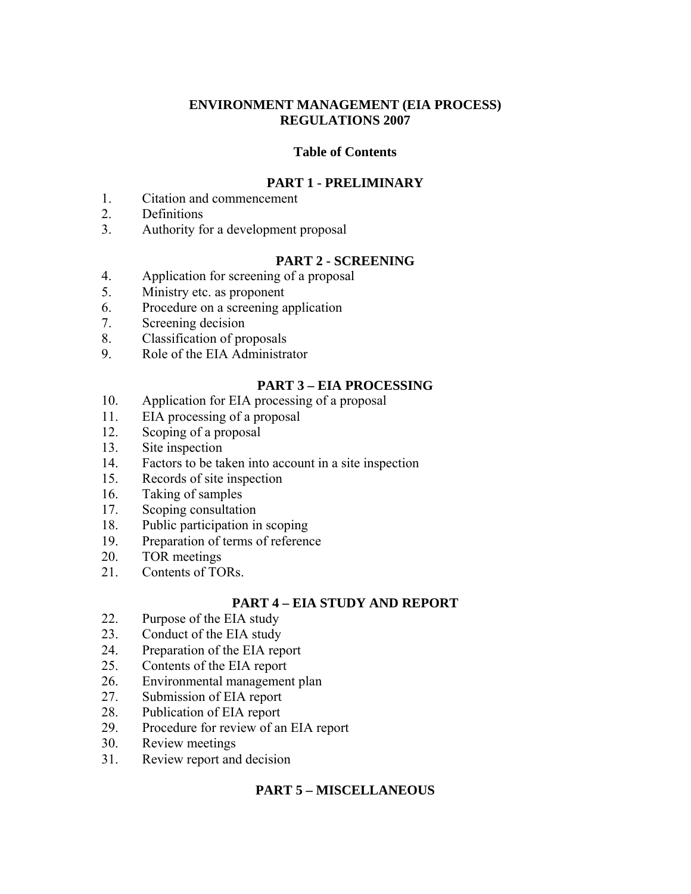# ENVIRONMENT MANAGEMENT (EIA PROCESS) REGULATIONS 2007

## Table of Contents

### PART 1 - PRELIMINARY

1. Citation and commencement
2. Definitions
3. Authority for a development proposal

### PART 2 - SCREENING

4. Application for screening of a proposal
5. Ministry etc. as proponent
6. Procedure on a screening application
7. Screening decision
8. Classification of proposals
9. Role of the EIA Administrator

### PART 3 – EIA PROCESSING

10. Application for EIA processing of a proposal
11. EIA processing of a proposal
12. Scoping of a proposal
13. Site inspection
14. Factors to be taken into account in a site inspection
15. Records of site inspection
16. Taking of samples
17. Scoping consultation
18. Public participation in scoping
19. Preparation of terms of reference
20. TOR meetings
21. Contents of TORs.

### PART 4 – EIA STUDY AND REPORT

22. Purpose of the EIA study
23. Conduct of the EIA study
24. Preparation of the EIA report
25. Contents of the EIA report
26. Environmental management plan
27. Submission of EIA report
28. Publication of EIA report
29. Procedure for review of an EIA report
30. Review meetings
31. Review report and decision

### PART 5 – MISCELLANEOUS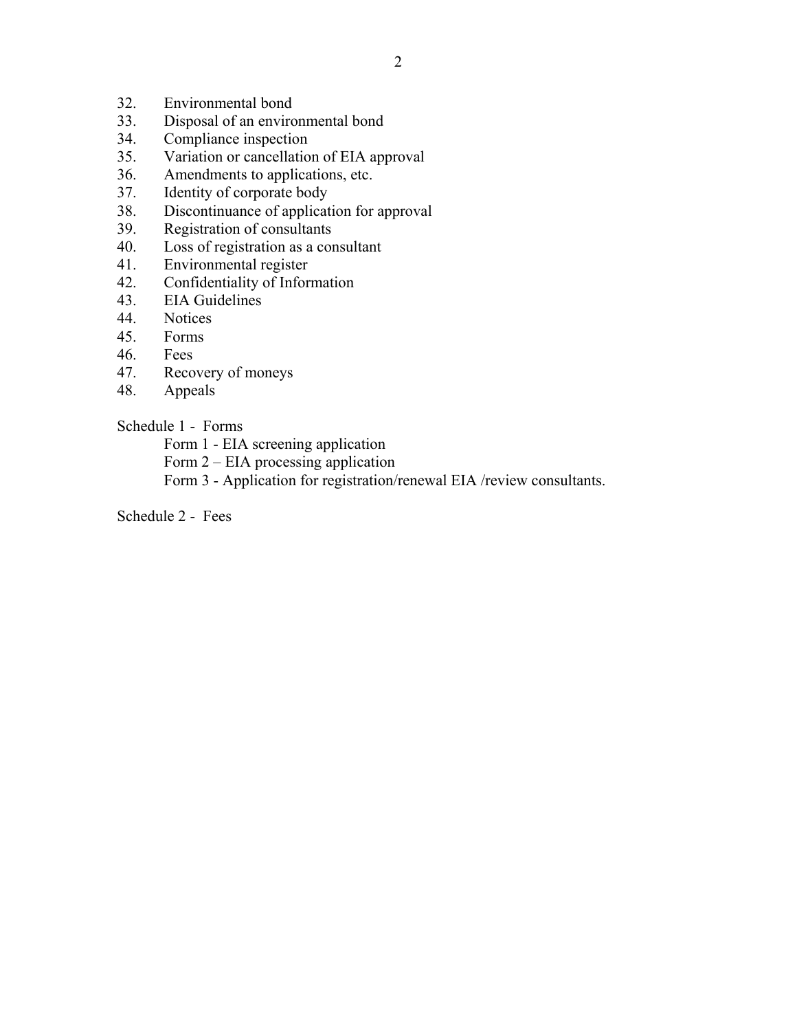32. Environmental bond
33. Disposal of an environmental bond
34. Compliance inspection
35. Variation or cancellation of EIA approval
36. Amendments to applications, etc.
37. Identity of corporate body
38. Discontinuance of application for approval
39. Registration of consultants
40. Loss of registration as a consultant
41. Environmental register
42. Confidentiality of Information
43. EIA Guidelines
44. Notices
45. Forms
46. Fees
47. Recovery of moneys
48. Appeals

Schedule 1 - Forms

Form 1 - EIA screening application

Form 2 – EIA processing application

Form 3 - Application for registration/renewal EIA /review consultants.

Schedule 2 - Fees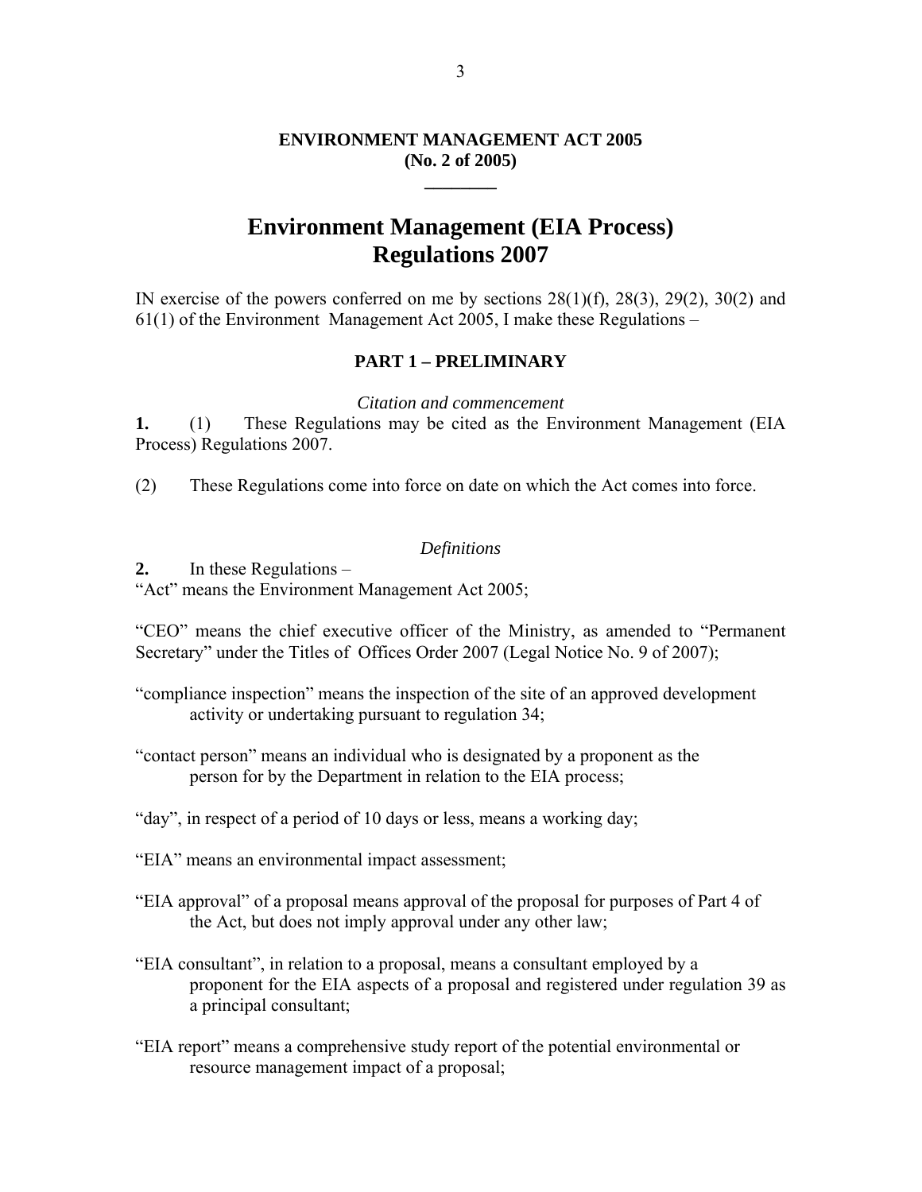**ENVIRONMENT MANAGEMENT ACT 2005**
**(No. 2 of 2005)**

---

# Environment Management (EIA Process) Regulations 2007

IN exercise of the powers conferred on me by sections 28(1)(f), 28(3), 29(2), 30(2) and 61(1) of the Environment Management Act 2005, I make these Regulations –

## PART 1 – PRELIMINARY

*Citation and commencement*

**1.** (1) These Regulations may be cited as the Environment Management (EIA Process) Regulations 2007.

(2) These Regulations come into force on date on which the Act comes into force.

*Definitions*

**2.** In these Regulations –

"Act" means the Environment Management Act 2005;

"CEO" means the chief executive officer of the Ministry, as amended to "Permanent Secretary" under the Titles of Offices Order 2007 (Legal Notice No. 9 of 2007);

"compliance inspection" means the inspection of the site of an approved development activity or undertaking pursuant to regulation 34;

"contact person" means an individual who is designated by a proponent as the person for by the Department in relation to the EIA process;

"day", in respect of a period of 10 days or less, means a working day;

"EIA" means an environmental impact assessment;

"EIA approval" of a proposal means approval of the proposal for purposes of Part 4 of the Act, but does not imply approval under any other law;

"EIA consultant", in relation to a proposal, means a consultant employed by a proponent for the EIA aspects of a proposal and registered under regulation 39 as a principal consultant;

"EIA report" means a comprehensive study report of the potential environmental or resource management impact of a proposal;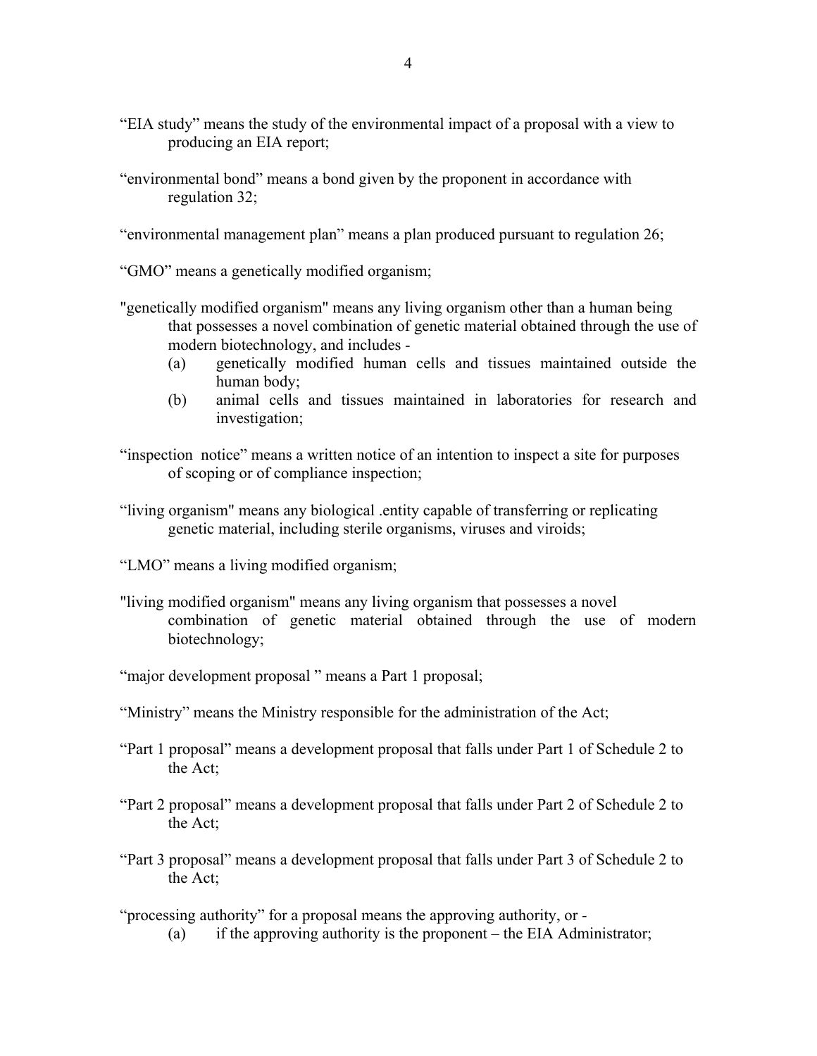"EIA study" means the study of the environmental impact of a proposal with a view to producing an EIA report;

"environmental bond" means a bond given by the proponent in accordance with regulation 32;

"environmental management plan" means a plan produced pursuant to regulation 26;

"GMO" means a genetically modified organism;

"genetically modified organism" means any living organism other than a human being that possesses a novel combination of genetic material obtained through the use of modern biotechnology, and includes -

(a) genetically modified human cells and tissues maintained outside the human body;

(b) animal cells and tissues maintained in laboratories for research and investigation;

"inspection notice" means a written notice of an intention to inspect a site for purposes of scoping or of compliance inspection;

"living organism" means any biological .entity capable of transferring or replicating genetic material, including sterile organisms, viruses and viroids;

"LMO" means a living modified organism;

"living modified organism" means any living organism that possesses a novel combination of genetic material obtained through the use of modern biotechnology;

"major development proposal " means a Part 1 proposal;

"Ministry" means the Ministry responsible for the administration of the Act;

"Part 1 proposal" means a development proposal that falls under Part 1 of Schedule 2 to the Act;

"Part 2 proposal" means a development proposal that falls under Part 2 of Schedule 2 to the Act;

"Part 3 proposal" means a development proposal that falls under Part 3 of Schedule 2 to the Act;

"processing authority" for a proposal means the approving authority, or -

(a) if the approving authority is the proponent – the EIA Administrator;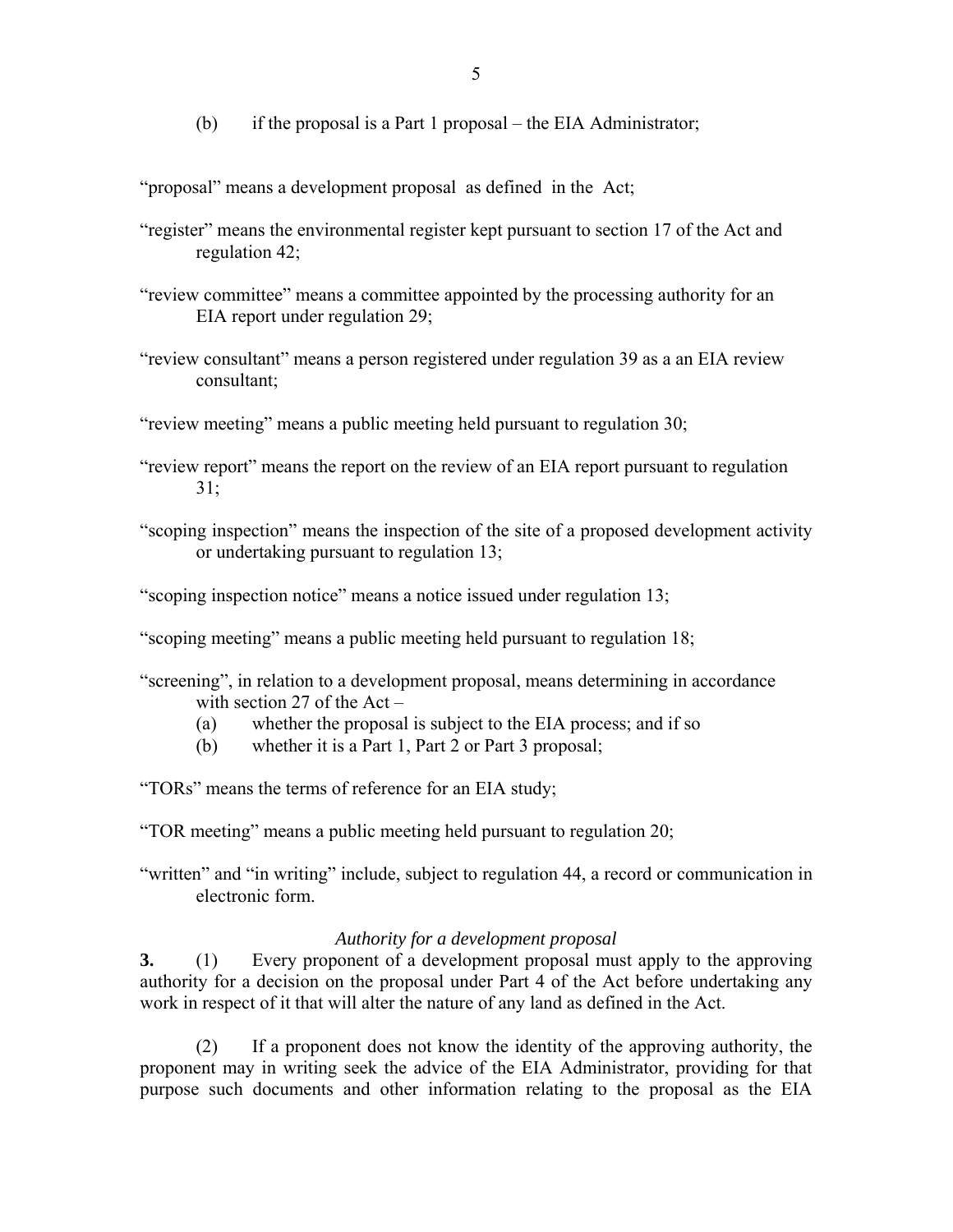(b) if the proposal is a Part 1 proposal – the EIA Administrator;

"proposal" means a development proposal as defined in the Act;

"register" means the environmental register kept pursuant to section 17 of the Act and regulation 42;

"review committee" means a committee appointed by the processing authority for an EIA report under regulation 29;

"review consultant" means a person registered under regulation 39 as a an EIA review consultant;

"review meeting" means a public meeting held pursuant to regulation 30;

"review report" means the report on the review of an EIA report pursuant to regulation 31;

"scoping inspection" means the inspection of the site of a proposed development activity or undertaking pursuant to regulation 13;

"scoping inspection notice" means a notice issued under regulation 13;

"scoping meeting" means a public meeting held pursuant to regulation 18;

"screening", in relation to a development proposal, means determining in accordance with section 27 of the Act –

- (a) whether the proposal is subject to the EIA process; and if so
- (b) whether it is a Part 1, Part 2 or Part 3 proposal;

"TORs" means the terms of reference for an EIA study;

"TOR meeting" means a public meeting held pursuant to regulation 20;

"written" and "in writing" include, subject to regulation 44, a record or communication in electronic form.

*Authority for a development proposal*

**3.** (1) Every proponent of a development proposal must apply to the approving authority for a decision on the proposal under Part 4 of the Act before undertaking any work in respect of it that will alter the nature of any land as defined in the Act.

(2) If a proponent does not know the identity of the approving authority, the proponent may in writing seek the advice of the EIA Administrator, providing for that purpose such documents and other information relating to the proposal as the EIA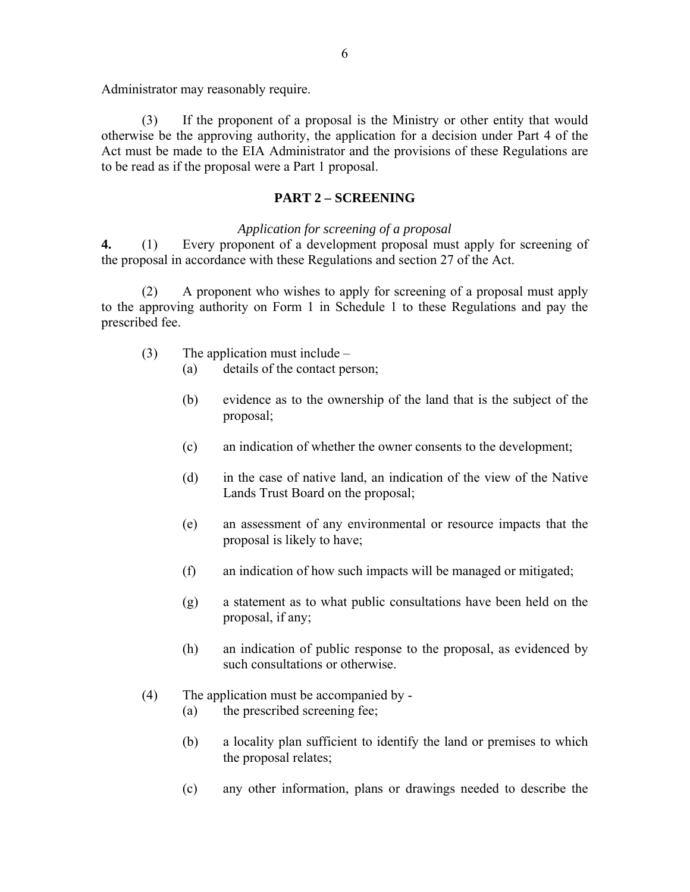Administrator may reasonably require.

(3) If the proponent of a proposal is the Ministry or other entity that would otherwise be the approving authority, the application for a decision under Part 4 of the Act must be made to the EIA Administrator and the provisions of these Regulations are to be read as if the proposal were a Part 1 proposal.

## PART 2 – SCREENING

*Application for screening of a proposal*

**4.** (1) Every proponent of a development proposal must apply for screening of the proposal in accordance with these Regulations and section 27 of the Act.

(2) A proponent who wishes to apply for screening of a proposal must apply to the approving authority on Form 1 in Schedule 1 to these Regulations and pay the prescribed fee.

(3) The application must include –

- (a) details of the contact person;
- (b) evidence as to the ownership of the land that is the subject of the proposal;
- (c) an indication of whether the owner consents to the development;
- (d) in the case of native land, an indication of the view of the Native Lands Trust Board on the proposal;
- (e) an assessment of any environmental or resource impacts that the proposal is likely to have;
- (f) an indication of how such impacts will be managed or mitigated;
- (g) a statement as to what public consultations have been held on the proposal, if any;
- (h) an indication of public response to the proposal, as evidenced by such consultations or otherwise.

(4) The application must be accompanied by -

- (a) the prescribed screening fee;
- (b) a locality plan sufficient to identify the land or premises to which the proposal relates;
- (c) any other information, plans or drawings needed to describe the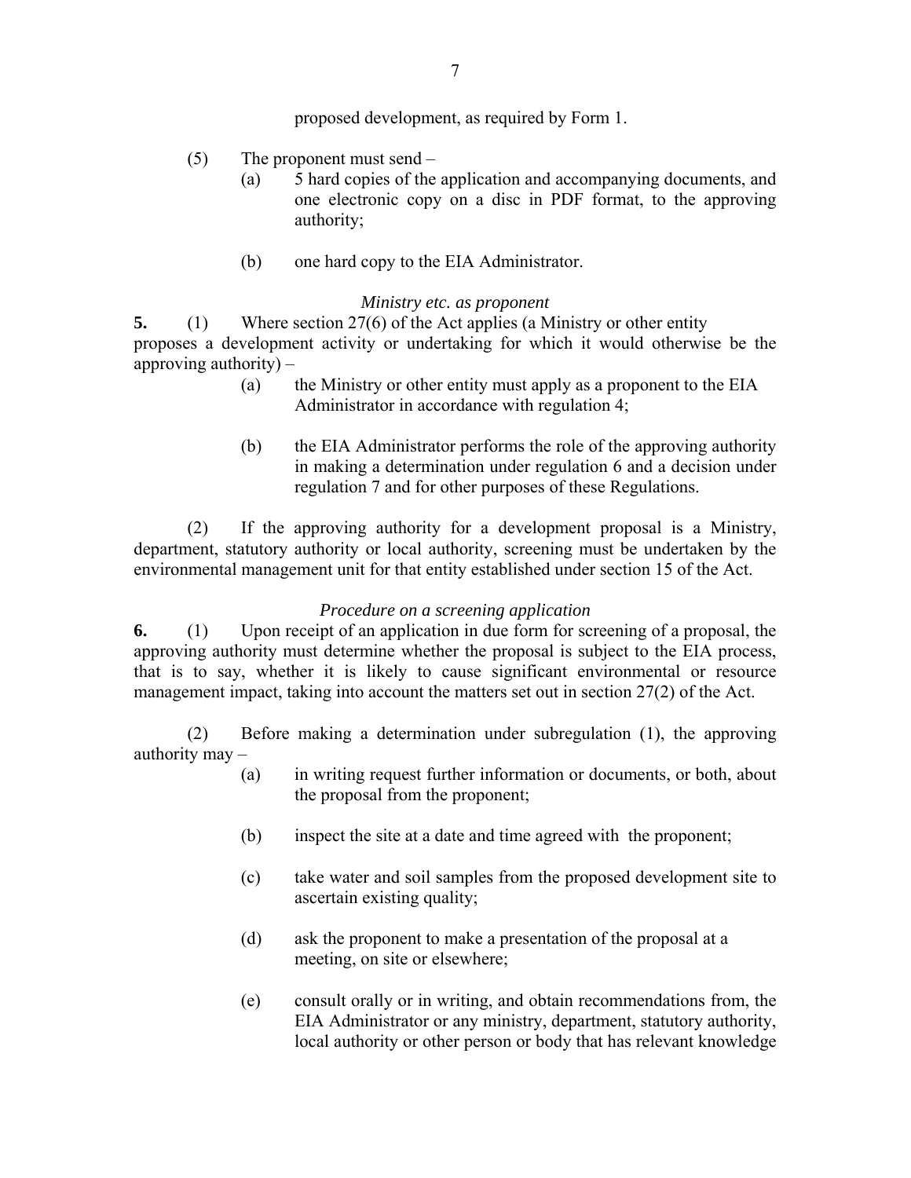proposed development, as required by Form 1.

(5) The proponent must send –

(a) 5 hard copies of the application and accompanying documents, and one electronic copy on a disc in PDF format, to the approving authority;

(b) one hard copy to the EIA Administrator.

*Ministry etc. as proponent*

**5.** (1) Where section 27(6) of the Act applies (a Ministry or other entity proposes a development activity or undertaking for which it would otherwise be the approving authority) –

(a) the Ministry or other entity must apply as a proponent to the EIA Administrator in accordance with regulation 4;

(b) the EIA Administrator performs the role of the approving authority in making a determination under regulation 6 and a decision under regulation 7 and for other purposes of these Regulations.

(2) If the approving authority for a development proposal is a Ministry, department, statutory authority or local authority, screening must be undertaken by the environmental management unit for that entity established under section 15 of the Act.

*Procedure on a screening application*

**6.** (1) Upon receipt of an application in due form for screening of a proposal, the approving authority must determine whether the proposal is subject to the EIA process, that is to say, whether it is likely to cause significant environmental or resource management impact, taking into account the matters set out in section 27(2) of the Act.

(2) Before making a determination under subregulation (1), the approving authority may –

(a) in writing request further information or documents, or both, about the proposal from the proponent;

(b) inspect the site at a date and time agreed with the proponent;

(c) take water and soil samples from the proposed development site to ascertain existing quality;

(d) ask the proponent to make a presentation of the proposal at a meeting, on site or elsewhere;

(e) consult orally or in writing, and obtain recommendations from, the EIA Administrator or any ministry, department, statutory authority, local authority or other person or body that has relevant knowledge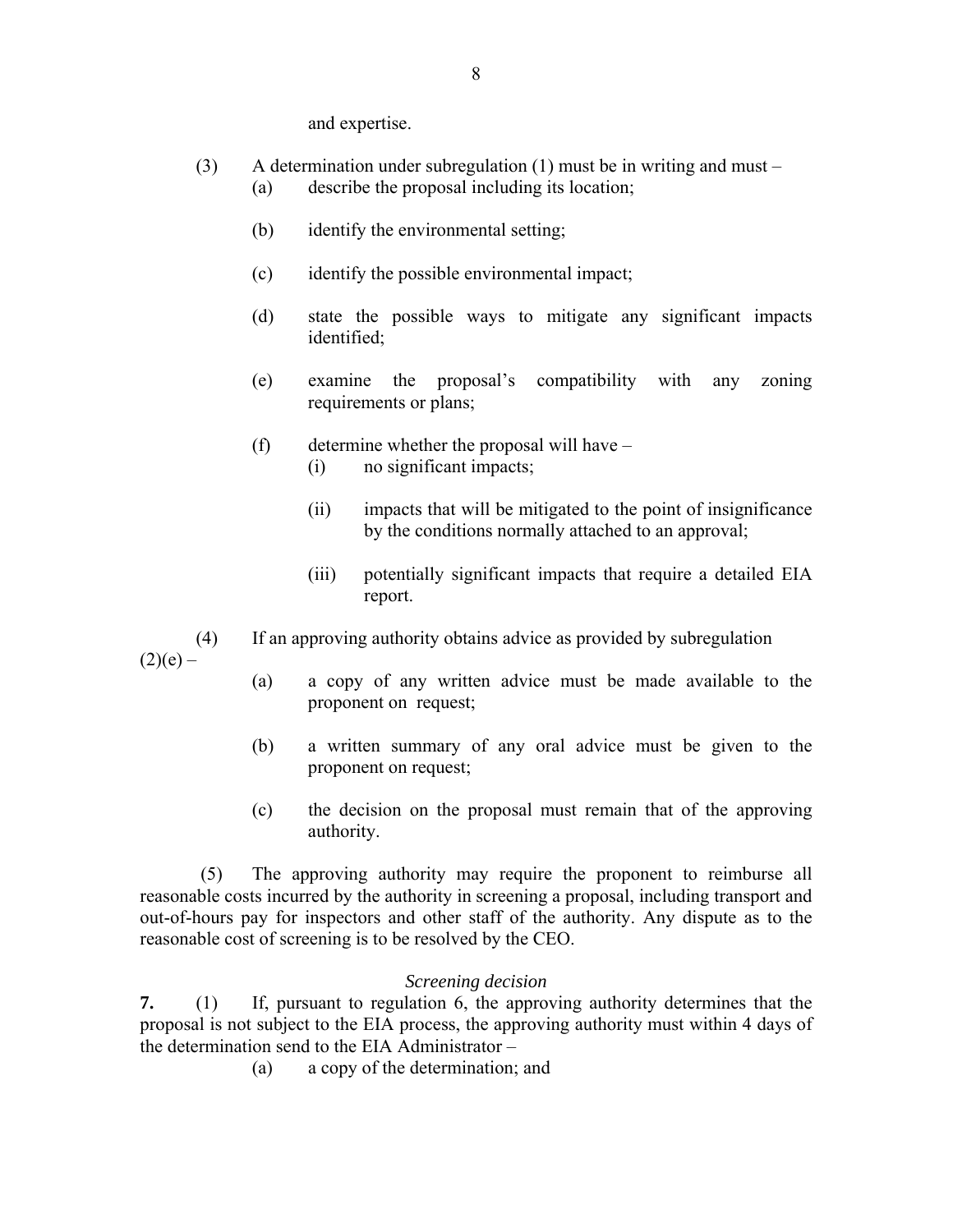and expertise.

(3) A determination under subregulation (1) must be in writing and must –

(a) describe the proposal including its location;

(b) identify the environmental setting;

(c) identify the possible environmental impact;

(d) state the possible ways to mitigate any significant impacts identified;

(e) examine the proposal's compatibility with any zoning requirements or plans;

(f) determine whether the proposal will have –

(i) no significant impacts;

(ii) impacts that will be mitigated to the point of insignificance by the conditions normally attached to an approval;

(iii) potentially significant impacts that require a detailed EIA report.

(4) If an approving authority obtains advice as provided by subregulation (2)(e) –

(a) a copy of any written advice must be made available to the proponent on request;

(b) a written summary of any oral advice must be given to the proponent on request;

(c) the decision on the proposal must remain that of the approving authority.

(5) The approving authority may require the proponent to reimburse all reasonable costs incurred by the authority in screening a proposal, including transport and out-of-hours pay for inspectors and other staff of the authority. Any dispute as to the reasonable cost of screening is to be resolved by the CEO.

*Screening decision*

**7.** (1) If, pursuant to regulation 6, the approving authority determines that the proposal is not subject to the EIA process, the approving authority must within 4 days of the determination send to the EIA Administrator –

(a) a copy of the determination; and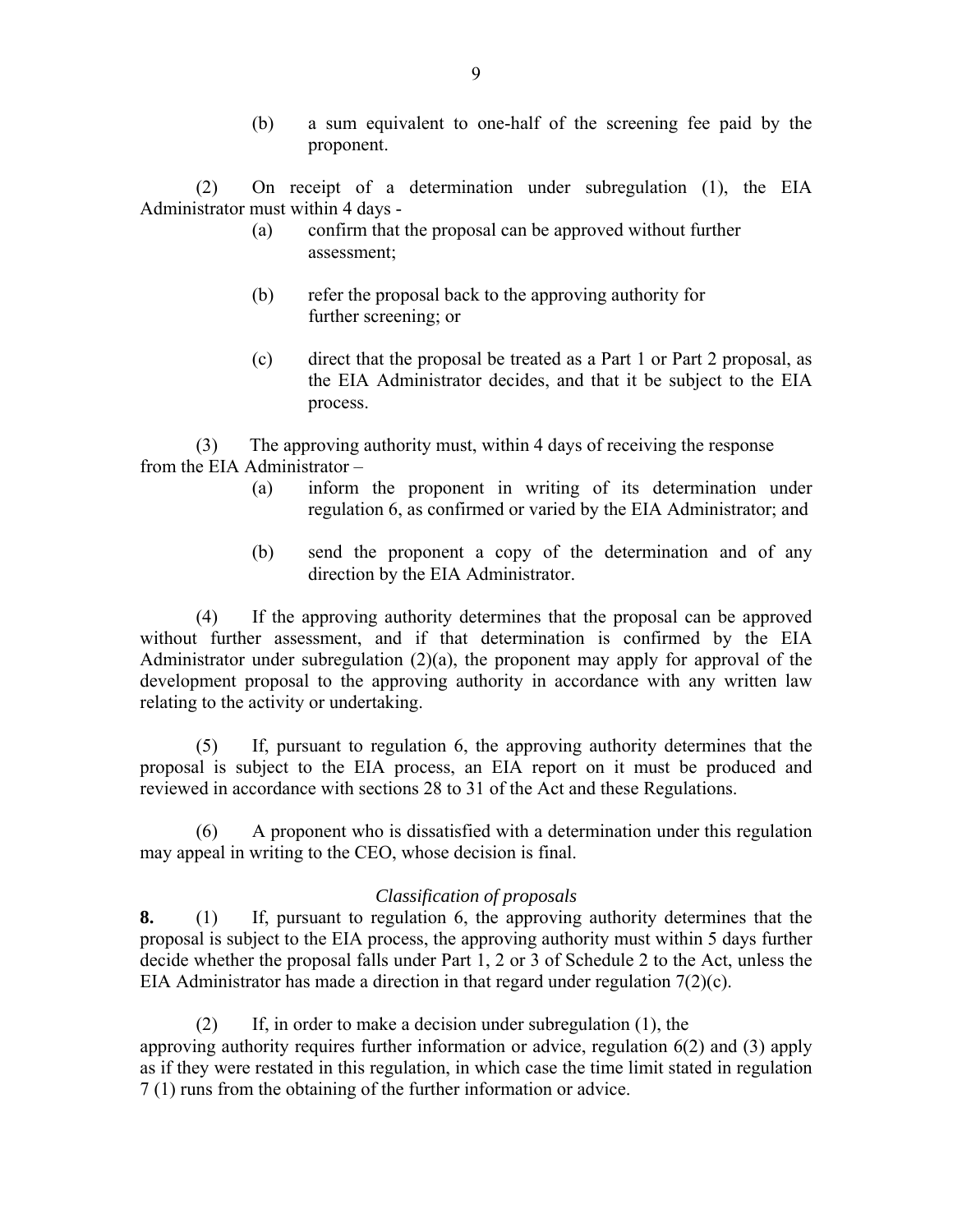(b) a sum equivalent to one-half of the screening fee paid by the proponent.

(2) On receipt of a determination under subregulation (1), the EIA Administrator must within 4 days -

(a) confirm that the proposal can be approved without further assessment;

(b) refer the proposal back to the approving authority for further screening; or

(c) direct that the proposal be treated as a Part 1 or Part 2 proposal, as the EIA Administrator decides, and that it be subject to the EIA process.

(3) The approving authority must, within 4 days of receiving the response from the EIA Administrator –

(a) inform the proponent in writing of its determination under regulation 6, as confirmed or varied by the EIA Administrator; and

(b) send the proponent a copy of the determination and of any direction by the EIA Administrator.

(4) If the approving authority determines that the proposal can be approved without further assessment, and if that determination is confirmed by the EIA Administrator under subregulation (2)(a), the proponent may apply for approval of the development proposal to the approving authority in accordance with any written law relating to the activity or undertaking.

(5) If, pursuant to regulation 6, the approving authority determines that the proposal is subject to the EIA process, an EIA report on it must be produced and reviewed in accordance with sections 28 to 31 of the Act and these Regulations.

(6) A proponent who is dissatisfied with a determination under this regulation may appeal in writing to the CEO, whose decision is final.

*Classification of proposals*

**8.** (1) If, pursuant to regulation 6, the approving authority determines that the proposal is subject to the EIA process, the approving authority must within 5 days further decide whether the proposal falls under Part 1, 2 or 3 of Schedule 2 to the Act, unless the EIA Administrator has made a direction in that regard under regulation 7(2)(c).

(2) If, in order to make a decision under subregulation (1), the approving authority requires further information or advice, regulation 6(2) and (3) apply as if they were restated in this regulation, in which case the time limit stated in regulation 7 (1) runs from the obtaining of the further information or advice.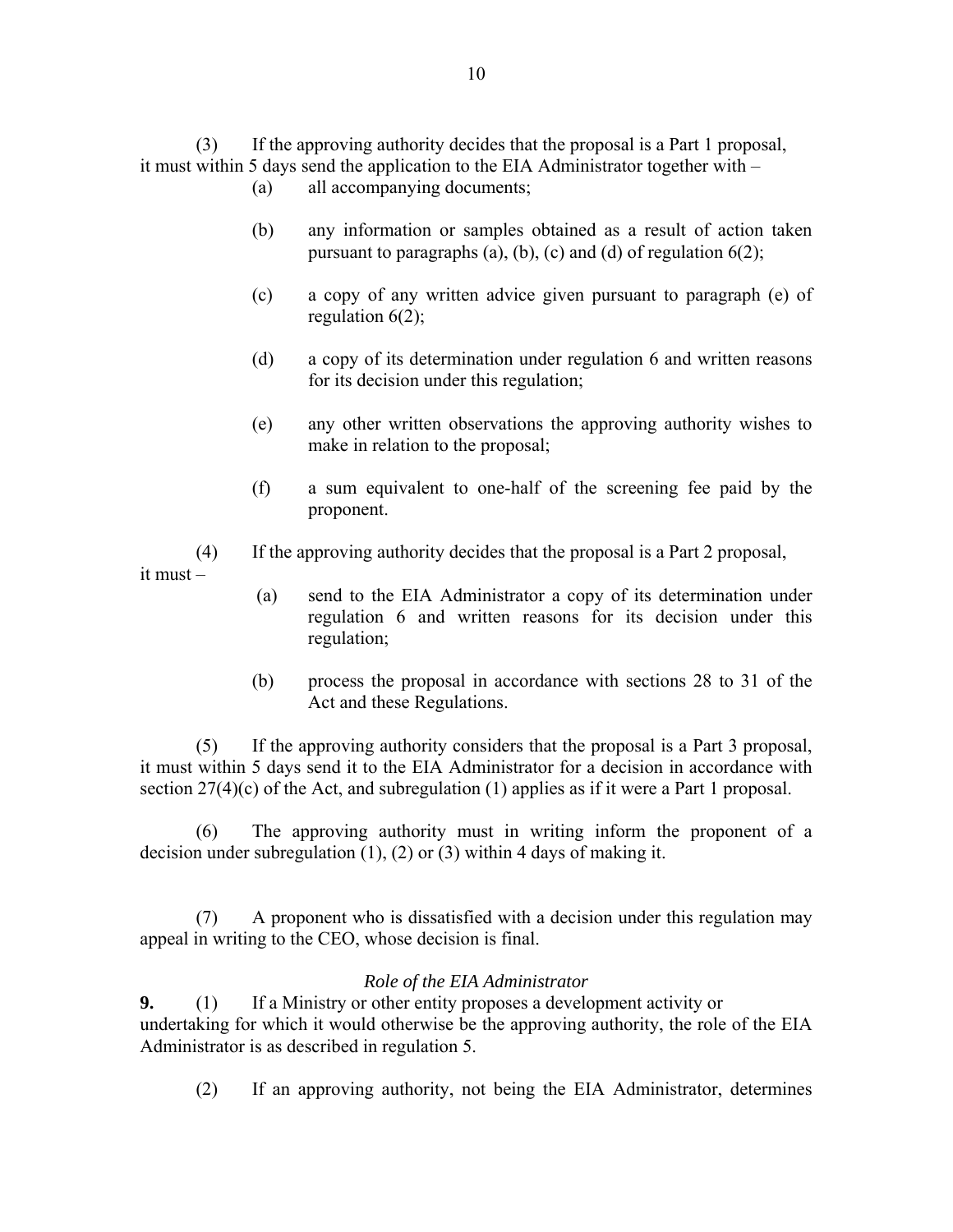(3) If the approving authority decides that the proposal is a Part 1 proposal, it must within 5 days send the application to the EIA Administrator together with –

(a) all accompanying documents;

(b) any information or samples obtained as a result of action taken pursuant to paragraphs (a), (b), (c) and (d) of regulation 6(2);

(c) a copy of any written advice given pursuant to paragraph (e) of regulation 6(2);

(d) a copy of its determination under regulation 6 and written reasons for its decision under this regulation;

(e) any other written observations the approving authority wishes to make in relation to the proposal;

(f) a sum equivalent to one-half of the screening fee paid by the proponent.

(4) If the approving authority decides that the proposal is a Part 2 proposal, it must –

(a) send to the EIA Administrator a copy of its determination under regulation 6 and written reasons for its decision under this regulation;

(b) process the proposal in accordance with sections 28 to 31 of the Act and these Regulations.

(5) If the approving authority considers that the proposal is a Part 3 proposal, it must within 5 days send it to the EIA Administrator for a decision in accordance with section 27(4)(c) of the Act, and subregulation (1) applies as if it were a Part 1 proposal.

(6) The approving authority must in writing inform the proponent of a decision under subregulation (1), (2) or (3) within 4 days of making it.

(7) A proponent who is dissatisfied with a decision under this regulation may appeal in writing to the CEO, whose decision is final.

*Role of the EIA Administrator*

**9.** (1) If a Ministry or other entity proposes a development activity or undertaking for which it would otherwise be the approving authority, the role of the EIA Administrator is as described in regulation 5.

(2) If an approving authority, not being the EIA Administrator, determines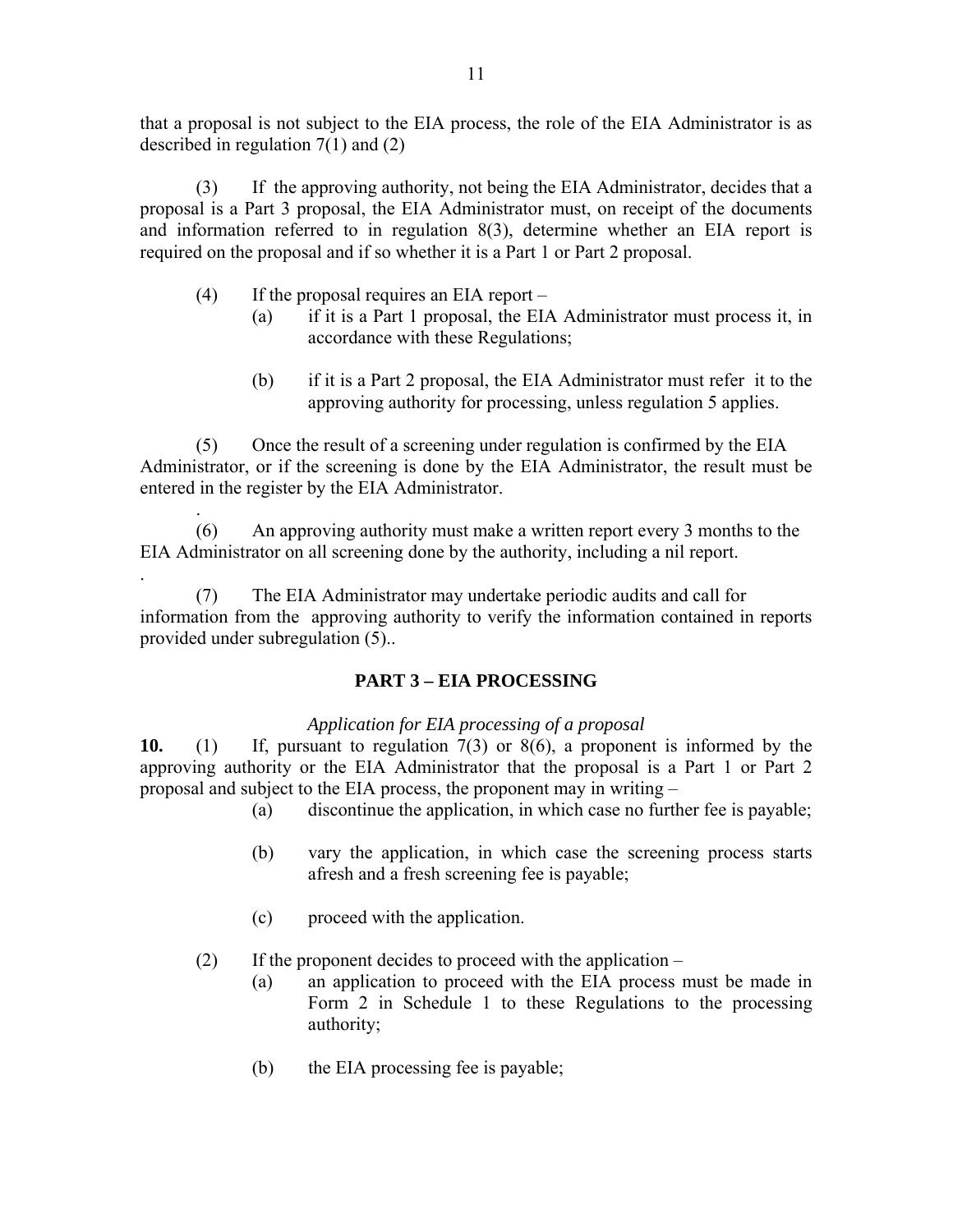that a proposal is not subject to the EIA process, the role of the EIA Administrator is as described in regulation 7(1) and (2)

(3) If the approving authority, not being the EIA Administrator, decides that a proposal is a Part 3 proposal, the EIA Administrator must, on receipt of the documents and information referred to in regulation 8(3), determine whether an EIA report is required on the proposal and if so whether it is a Part 1 or Part 2 proposal.

(4) If the proposal requires an EIA report –

(a) if it is a Part 1 proposal, the EIA Administrator must process it, in accordance with these Regulations;

(b) if it is a Part 2 proposal, the EIA Administrator must refer it to the approving authority for processing, unless regulation 5 applies.

(5) Once the result of a screening under regulation is confirmed by the EIA Administrator, or if the screening is done by the EIA Administrator, the result must be entered in the register by the EIA Administrator.

.

(6) An approving authority must make a written report every 3 months to the EIA Administrator on all screening done by the authority, including a nil report.

.

(7) The EIA Administrator may undertake periodic audits and call for information from the approving authority to verify the information contained in reports provided under subregulation (5)..

## PART 3 – EIA PROCESSING

*Application for EIA processing of a proposal*

**10.** (1) If, pursuant to regulation 7(3) or 8(6), a proponent is informed by the approving authority or the EIA Administrator that the proposal is a Part 1 or Part 2 proposal and subject to the EIA process, the proponent may in writing –

(a) discontinue the application, in which case no further fee is payable;

(b) vary the application, in which case the screening process starts afresh and a fresh screening fee is payable;

(c) proceed with the application.

(2) If the proponent decides to proceed with the application –

(a) an application to proceed with the EIA process must be made in Form 2 in Schedule 1 to these Regulations to the processing authority;

(b) the EIA processing fee is payable;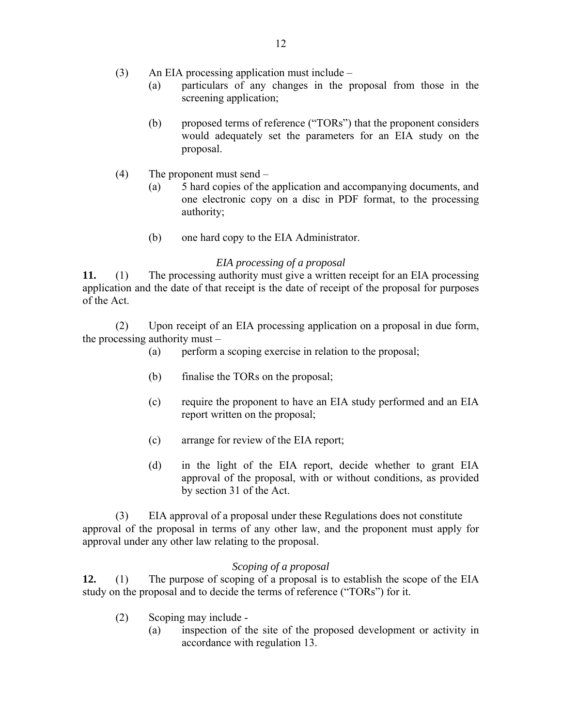(3) An EIA processing application must include –

(a) particulars of any changes in the proposal from those in the screening application;

(b) proposed terms of reference ("TORs") that the proponent considers would adequately set the parameters for an EIA study on the proposal.

(4) The proponent must send –

(a) 5 hard copies of the application and accompanying documents, and one electronic copy on a disc in PDF format, to the processing authority;

(b) one hard copy to the EIA Administrator.

*EIA processing of a proposal*

**11.** (1) The processing authority must give a written receipt for an EIA processing application and the date of that receipt is the date of receipt of the proposal for purposes of the Act.

(2) Upon receipt of an EIA processing application on a proposal in due form, the processing authority must –

(a) perform a scoping exercise in relation to the proposal;

(b) finalise the TORs on the proposal;

(c) require the proponent to have an EIA study performed and an EIA report written on the proposal;

(c) arrange for review of the EIA report;

(d) in the light of the EIA report, decide whether to grant EIA approval of the proposal, with or without conditions, as provided by section 31 of the Act.

(3) EIA approval of a proposal under these Regulations does not constitute approval of the proposal in terms of any other law, and the proponent must apply for approval under any other law relating to the proposal.

*Scoping of a proposal*

**12.** (1) The purpose of scoping of a proposal is to establish the scope of the EIA study on the proposal and to decide the terms of reference ("TORs") for it.

(2) Scoping may include -

(a) inspection of the site of the proposed development or activity in accordance with regulation 13.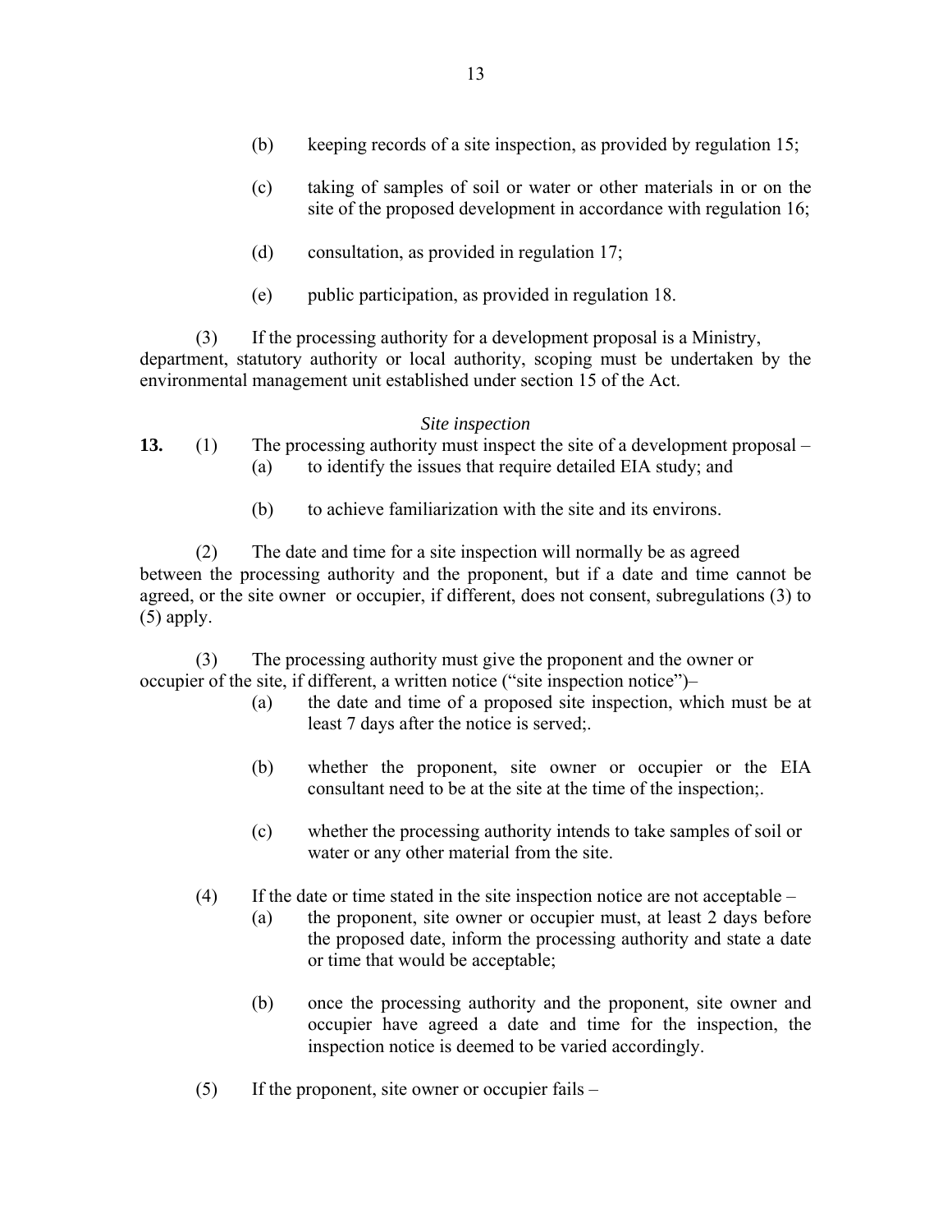(b) keeping records of a site inspection, as provided by regulation 15;

(c) taking of samples of soil or water or other materials in or on the site of the proposed development in accordance with regulation 16;

(d) consultation, as provided in regulation 17;

(e) public participation, as provided in regulation 18.

(3) If the processing authority for a development proposal is a Ministry, department, statutory authority or local authority, scoping must be undertaken by the environmental management unit established under section 15 of the Act.

*Site inspection*

**13.** (1) The processing authority must inspect the site of a development proposal –

(a) to identify the issues that require detailed EIA study; and

(b) to achieve familiarization with the site and its environs.

(2) The date and time for a site inspection will normally be as agreed between the processing authority and the proponent, but if a date and time cannot be agreed, or the site owner or occupier, if different, does not consent, subregulations (3) to (5) apply.

(3) The processing authority must give the proponent and the owner or occupier of the site, if different, a written notice ("site inspection notice")–

(a) the date and time of a proposed site inspection, which must be at least 7 days after the notice is served;.

(b) whether the proponent, site owner or occupier or the EIA consultant need to be at the site at the time of the inspection;.

(c) whether the processing authority intends to take samples of soil or water or any other material from the site.

(4) If the date or time stated in the site inspection notice are not acceptable –

(a) the proponent, site owner or occupier must, at least 2 days before the proposed date, inform the processing authority and state a date or time that would be acceptable;

(b) once the processing authority and the proponent, site owner and occupier have agreed a date and time for the inspection, the inspection notice is deemed to be varied accordingly.

(5) If the proponent, site owner or occupier fails –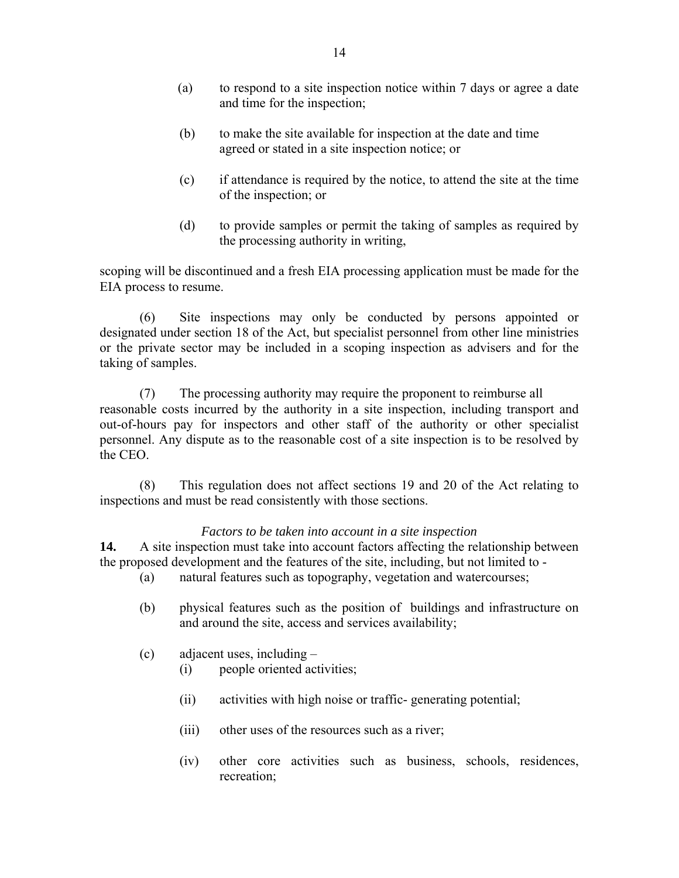(a) to respond to a site inspection notice within 7 days or agree a date and time for the inspection;

(b) to make the site available for inspection at the date and time agreed or stated in a site inspection notice; or

(c) if attendance is required by the notice, to attend the site at the time of the inspection; or

(d) to provide samples or permit the taking of samples as required by the processing authority in writing,

scoping will be discontinued and a fresh EIA processing application must be made for the EIA process to resume.

(6) Site inspections may only be conducted by persons appointed or designated under section 18 of the Act, but specialist personnel from other line ministries or the private sector may be included in a scoping inspection as advisers and for the taking of samples.

(7) The processing authority may require the proponent to reimburse all reasonable costs incurred by the authority in a site inspection, including transport and out-of-hours pay for inspectors and other staff of the authority or other specialist personnel. Any dispute as to the reasonable cost of a site inspection is to be resolved by the CEO.

(8) This regulation does not affect sections 19 and 20 of the Act relating to inspections and must be read consistently with those sections.

*Factors to be taken into account in a site inspection*

**14.** A site inspection must take into account factors affecting the relationship between the proposed development and the features of the site, including, but not limited to -

(a) natural features such as topography, vegetation and watercourses;

(b) physical features such as the position of buildings and infrastructure on and around the site, access and services availability;

(c) adjacent uses, including –

(i) people oriented activities;

(ii) activities with high noise or traffic- generating potential;

(iii) other uses of the resources such as a river;

(iv) other core activities such as business, schools, residences, recreation;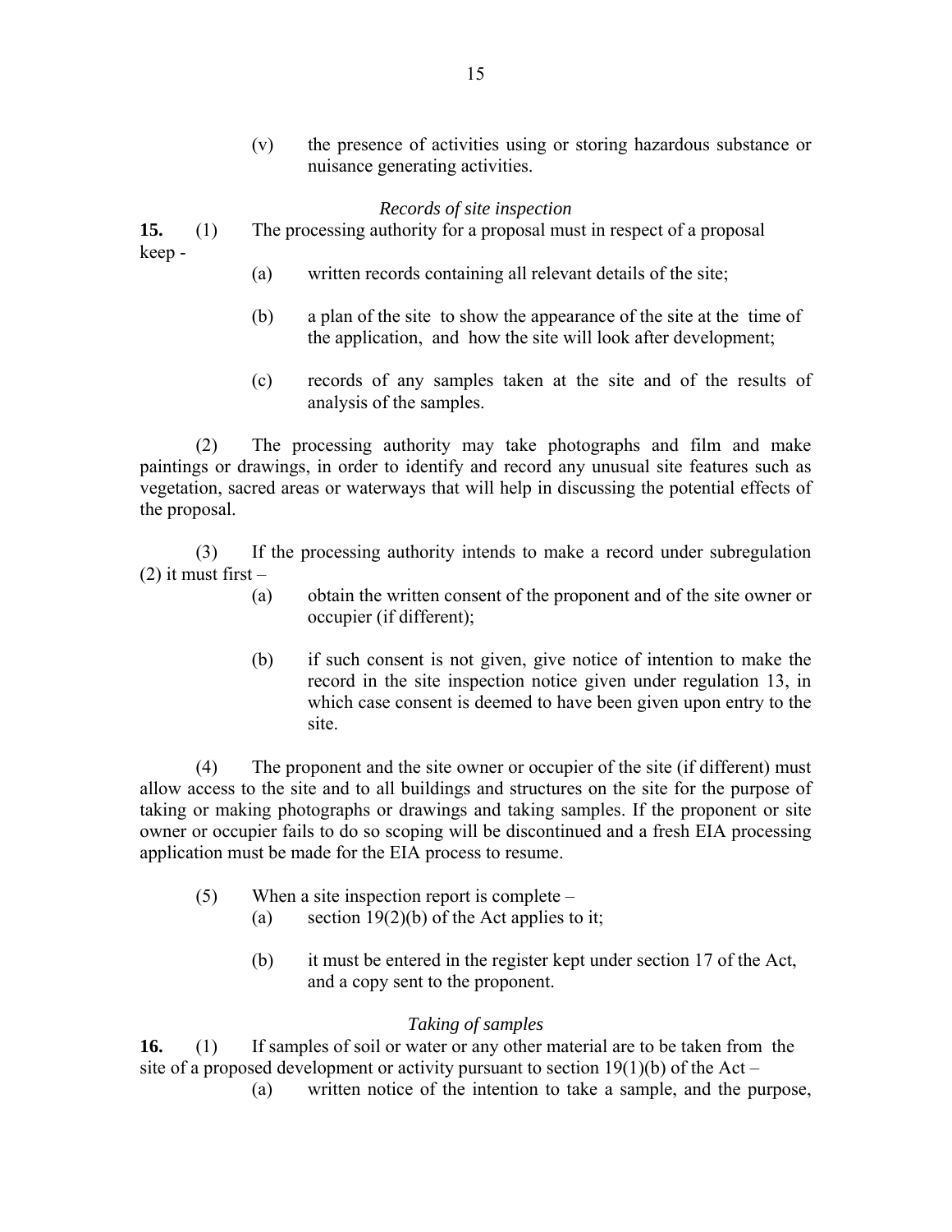(v) the presence of activities using or storing hazardous substance or nuisance generating activities.

*Records of site inspection*

**15.** (1) The processing authority for a proposal must in respect of a proposal keep -

(a) written records containing all relevant details of the site;

(b) a plan of the site to show the appearance of the site at the time of the application, and how the site will look after development;

(c) records of any samples taken at the site and of the results of analysis of the samples.

(2) The processing authority may take photographs and film and make paintings or drawings, in order to identify and record any unusual site features such as vegetation, sacred areas or waterways that will help in discussing the potential effects of the proposal.

(3) If the processing authority intends to make a record under subregulation (2) it must first –

(a) obtain the written consent of the proponent and of the site owner or occupier (if different);

(b) if such consent is not given, give notice of intention to make the record in the site inspection notice given under regulation 13, in which case consent is deemed to have been given upon entry to the site.

(4) The proponent and the site owner or occupier of the site (if different) must allow access to the site and to all buildings and structures on the site for the purpose of taking or making photographs or drawings and taking samples. If the proponent or site owner or occupier fails to do so scoping will be discontinued and a fresh EIA processing application must be made for the EIA process to resume.

(5) When a site inspection report is complete –

(a) section 19(2)(b) of the Act applies to it;

(b) it must be entered in the register kept under section 17 of the Act, and a copy sent to the proponent.

*Taking of samples*

**16.** (1) If samples of soil or water or any other material are to be taken from the site of a proposed development or activity pursuant to section 19(1)(b) of the Act –

(a) written notice of the intention to take a sample, and the purpose,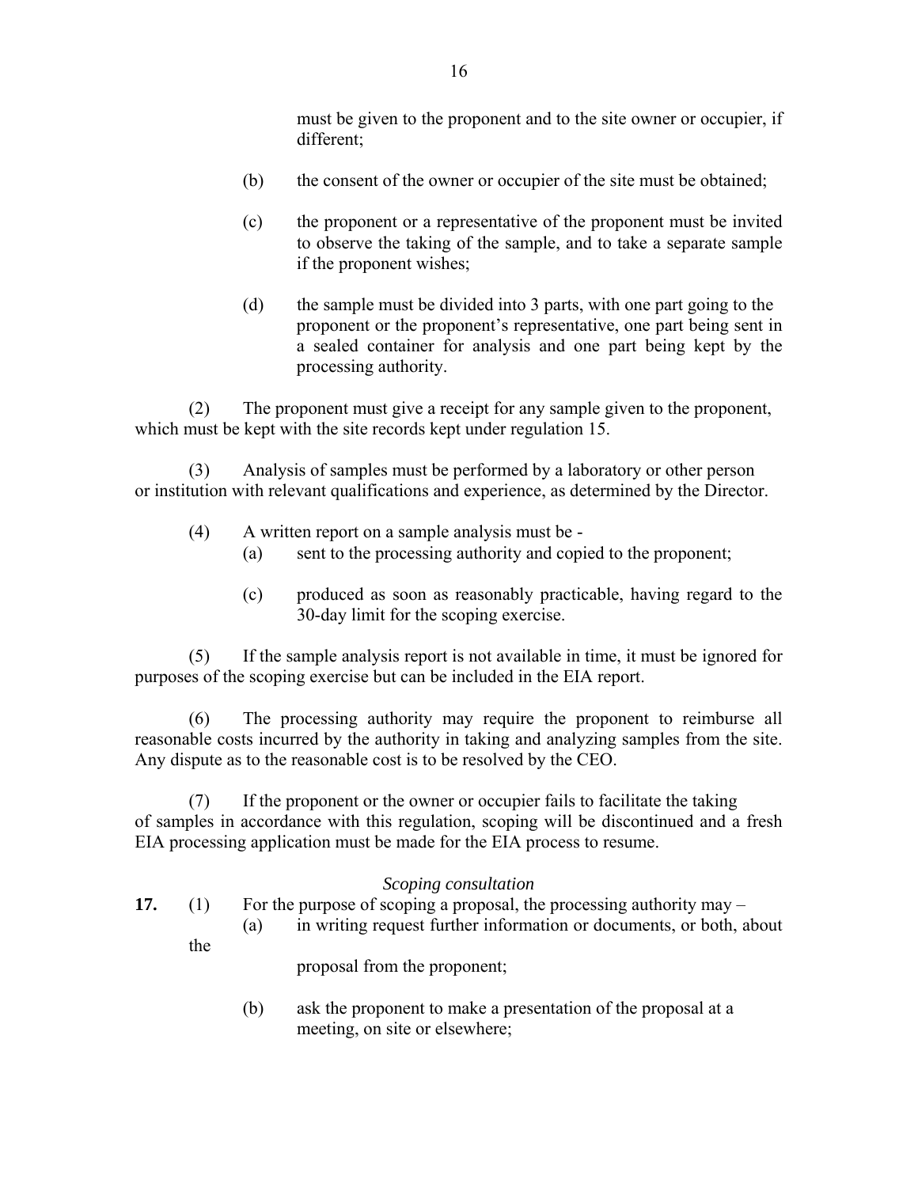must be given to the proponent and to the site owner or occupier, if different;

(b) the consent of the owner or occupier of the site must be obtained;

(c) the proponent or a representative of the proponent must be invited to observe the taking of the sample, and to take a separate sample if the proponent wishes;

(d) the sample must be divided into 3 parts, with one part going to the proponent or the proponent's representative, one part being sent in a sealed container for analysis and one part being kept by the processing authority.

(2) The proponent must give a receipt for any sample given to the proponent, which must be kept with the site records kept under regulation 15.

(3) Analysis of samples must be performed by a laboratory or other person or institution with relevant qualifications and experience, as determined by the Director.

(4) A written report on a sample analysis must be -

(a) sent to the processing authority and copied to the proponent;

(c) produced as soon as reasonably practicable, having regard to the 30-day limit for the scoping exercise.

(5) If the sample analysis report is not available in time, it must be ignored for purposes of the scoping exercise but can be included in the EIA report.

(6) The processing authority may require the proponent to reimburse all reasonable costs incurred by the authority in taking and analyzing samples from the site. Any dispute as to the reasonable cost is to be resolved by the CEO.

(7) If the proponent or the owner or occupier fails to facilitate the taking of samples in accordance with this regulation, scoping will be discontinued and a fresh EIA processing application must be made for the EIA process to resume.

*Scoping consultation*

**17.** (1) For the purpose of scoping a proposal, the processing authority may –

(a) in writing request further information or documents, or both, about the proposal from the proponent;

(b) ask the proponent to make a presentation of the proposal at a meeting, on site or elsewhere;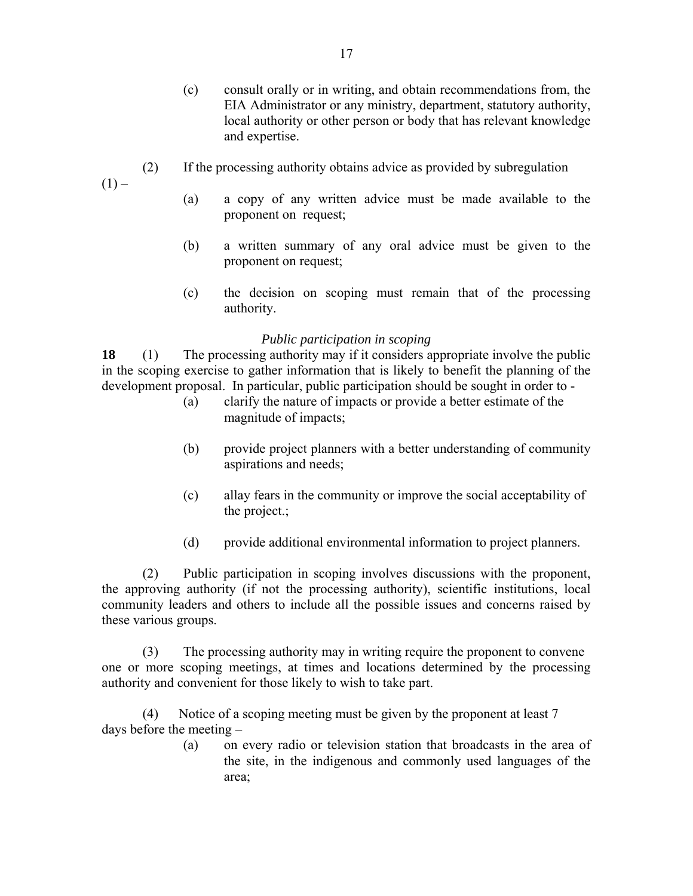(c) consult orally or in writing, and obtain recommendations from, the EIA Administrator or any ministry, department, statutory authority, local authority or other person or body that has relevant knowledge and expertise.

(2) If the processing authority obtains advice as provided by subregulation (1) –

(a) a copy of any written advice must be made available to the proponent on request;

(b) a written summary of any oral advice must be given to the proponent on request;

(c) the decision on scoping must remain that of the processing authority.

*Public participation in scoping*

**18** (1) The processing authority may if it considers appropriate involve the public in the scoping exercise to gather information that is likely to benefit the planning of the development proposal. In particular, public participation should be sought in order to -

(a) clarify the nature of impacts or provide a better estimate of the magnitude of impacts;

(b) provide project planners with a better understanding of community aspirations and needs;

(c) allay fears in the community or improve the social acceptability of the project.;

(d) provide additional environmental information to project planners.

(2) Public participation in scoping involves discussions with the proponent, the approving authority (if not the processing authority), scientific institutions, local community leaders and others to include all the possible issues and concerns raised by these various groups.

(3) The processing authority may in writing require the proponent to convene one or more scoping meetings, at times and locations determined by the processing authority and convenient for those likely to wish to take part.

(4) Notice of a scoping meeting must be given by the proponent at least 7 days before the meeting –

(a) on every radio or television station that broadcasts in the area of the site, in the indigenous and commonly used languages of the area;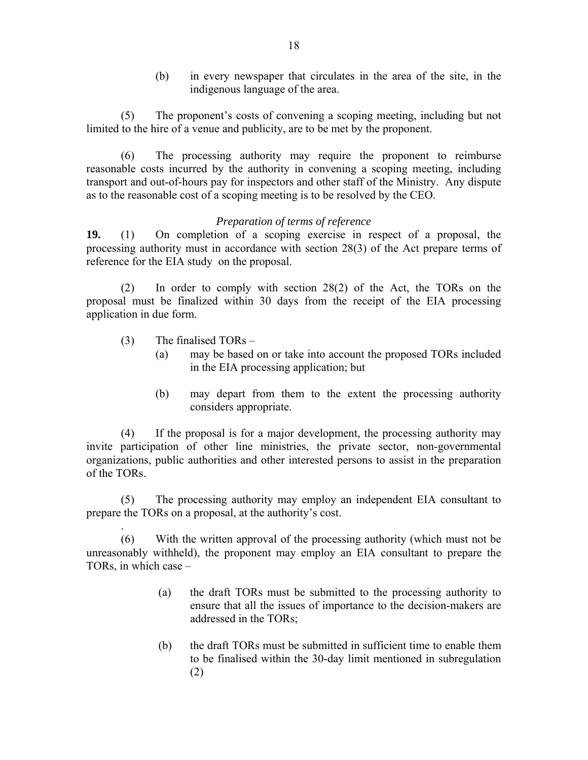(b) in every newspaper that circulates in the area of the site, in the indigenous language of the area.

(5) The proponent's costs of convening a scoping meeting, including but not limited to the hire of a venue and publicity, are to be met by the proponent.

(6) The processing authority may require the proponent to reimburse reasonable costs incurred by the authority in convening a scoping meeting, including transport and out-of-hours pay for inspectors and other staff of the Ministry. Any dispute as to the reasonable cost of a scoping meeting is to be resolved by the CEO.

*Preparation of terms of reference*

**19.** (1) On completion of a scoping exercise in respect of a proposal, the processing authority must in accordance with section 28(3) of the Act prepare terms of reference for the EIA study on the proposal.

(2) In order to comply with section 28(2) of the Act, the TORs on the proposal must be finalized within 30 days from the receipt of the EIA processing application in due form.

(3) The finalised TORs –

(a) may be based on or take into account the proposed TORs included in the EIA processing application; but

(b) may depart from them to the extent the processing authority considers appropriate.

(4) If the proposal is for a major development, the processing authority may invite participation of other line ministries, the private sector, non-governmental organizations, public authorities and other interested persons to assist in the preparation of the TORs.

(5) The processing authority may employ an independent EIA consultant to prepare the TORs on a proposal, at the authority's cost.

(6) With the written approval of the processing authority (which must not be unreasonably withheld), the proponent may employ an EIA consultant to prepare the TORs, in which case –

(a) the draft TORs must be submitted to the processing authority to ensure that all the issues of importance to the decision-makers are addressed in the TORs;

(b) the draft TORs must be submitted in sufficient time to enable them to be finalised within the 30-day limit mentioned in subregulation (2)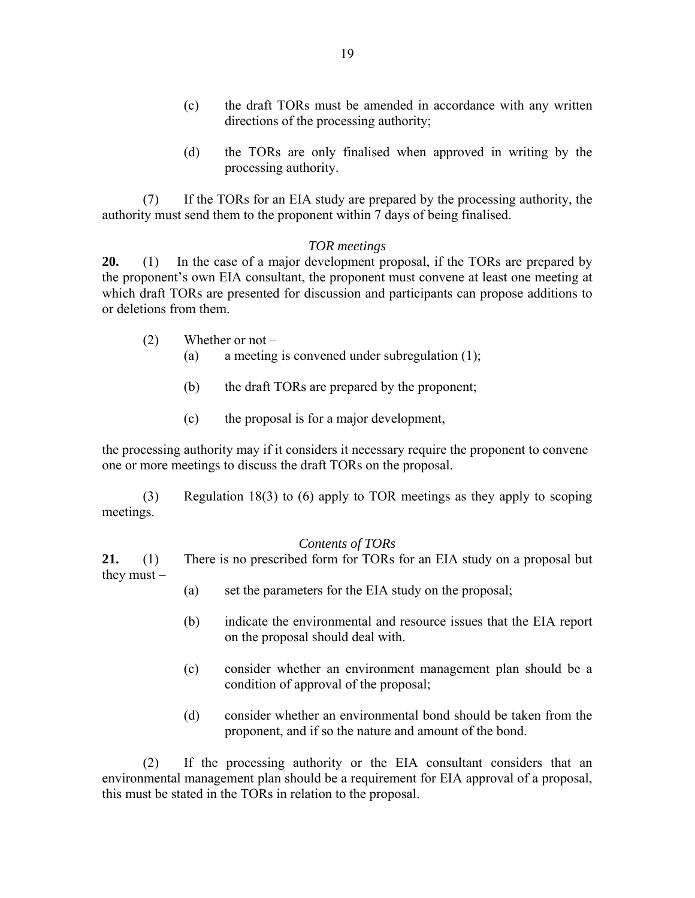(c) the draft TORs must be amended in accordance with any written directions of the processing authority;

(d) the TORs are only finalised when approved in writing by the processing authority.

(7) If the TORs for an EIA study are prepared by the processing authority, the authority must send them to the proponent within 7 days of being finalised.

*TOR meetings*

**20.** (1) In the case of a major development proposal, if the TORs are prepared by the proponent's own EIA consultant, the proponent must convene at least one meeting at which draft TORs are presented for discussion and participants can propose additions to or deletions from them.

(2) Whether or not –

(a) a meeting is convened under subregulation (1);

(b) the draft TORs are prepared by the proponent;

(c) the proposal is for a major development,

the processing authority may if it considers it necessary require the proponent to convene one or more meetings to discuss the draft TORs on the proposal.

(3) Regulation 18(3) to (6) apply to TOR meetings as they apply to scoping meetings.

*Contents of TORs*

**21.** (1) There is no prescribed form for TORs for an EIA study on a proposal but they must –

(a) set the parameters for the EIA study on the proposal;

(b) indicate the environmental and resource issues that the EIA report on the proposal should deal with.

(c) consider whether an environment management plan should be a condition of approval of the proposal;

(d) consider whether an environmental bond should be taken from the proponent, and if so the nature and amount of the bond.

(2) If the processing authority or the EIA consultant considers that an environmental management plan should be a requirement for EIA approval of a proposal, this must be stated in the TORs in relation to the proposal.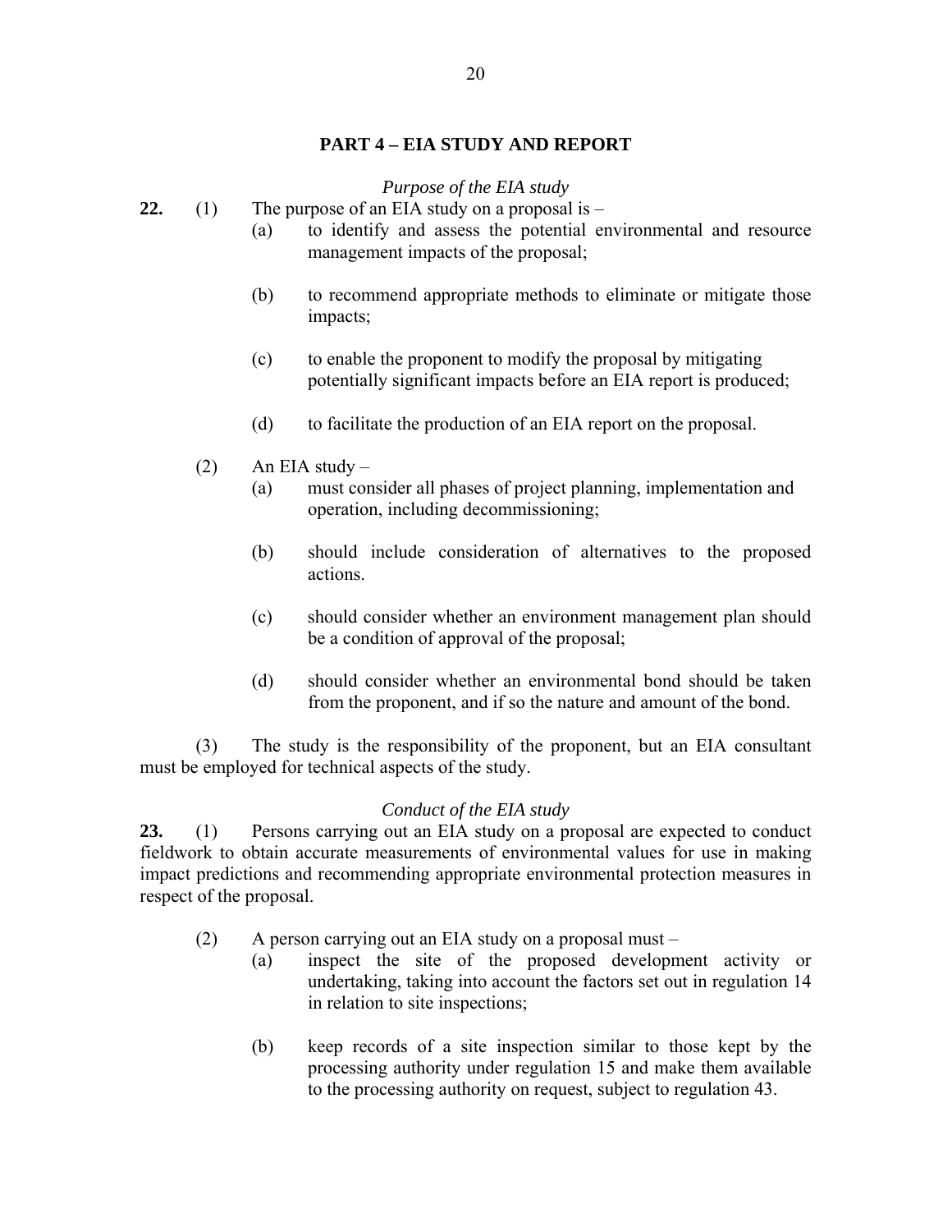## PART 4 – EIA STUDY AND REPORT

*Purpose of the EIA study*

**22.** (1) The purpose of an EIA study on a proposal is –

(a) to identify and assess the potential environmental and resource management impacts of the proposal;

(b) to recommend appropriate methods to eliminate or mitigate those impacts;

(c) to enable the proponent to modify the proposal by mitigating potentially significant impacts before an EIA report is produced;

(d) to facilitate the production of an EIA report on the proposal.

(2) An EIA study –

(a) must consider all phases of project planning, implementation and operation, including decommissioning;

(b) should include consideration of alternatives to the proposed actions.

(c) should consider whether an environment management plan should be a condition of approval of the proposal;

(d) should consider whether an environmental bond should be taken from the proponent, and if so the nature and amount of the bond.

(3) The study is the responsibility of the proponent, but an EIA consultant must be employed for technical aspects of the study.

*Conduct of the EIA study*

**23.** (1) Persons carrying out an EIA study on a proposal are expected to conduct fieldwork to obtain accurate measurements of environmental values for use in making impact predictions and recommending appropriate environmental protection measures in respect of the proposal.

(2) A person carrying out an EIA study on a proposal must –

(a) inspect the site of the proposed development activity or undertaking, taking into account the factors set out in regulation 14 in relation to site inspections;

(b) keep records of a site inspection similar to those kept by the processing authority under regulation 15 and make them available to the processing authority on request, subject to regulation 43.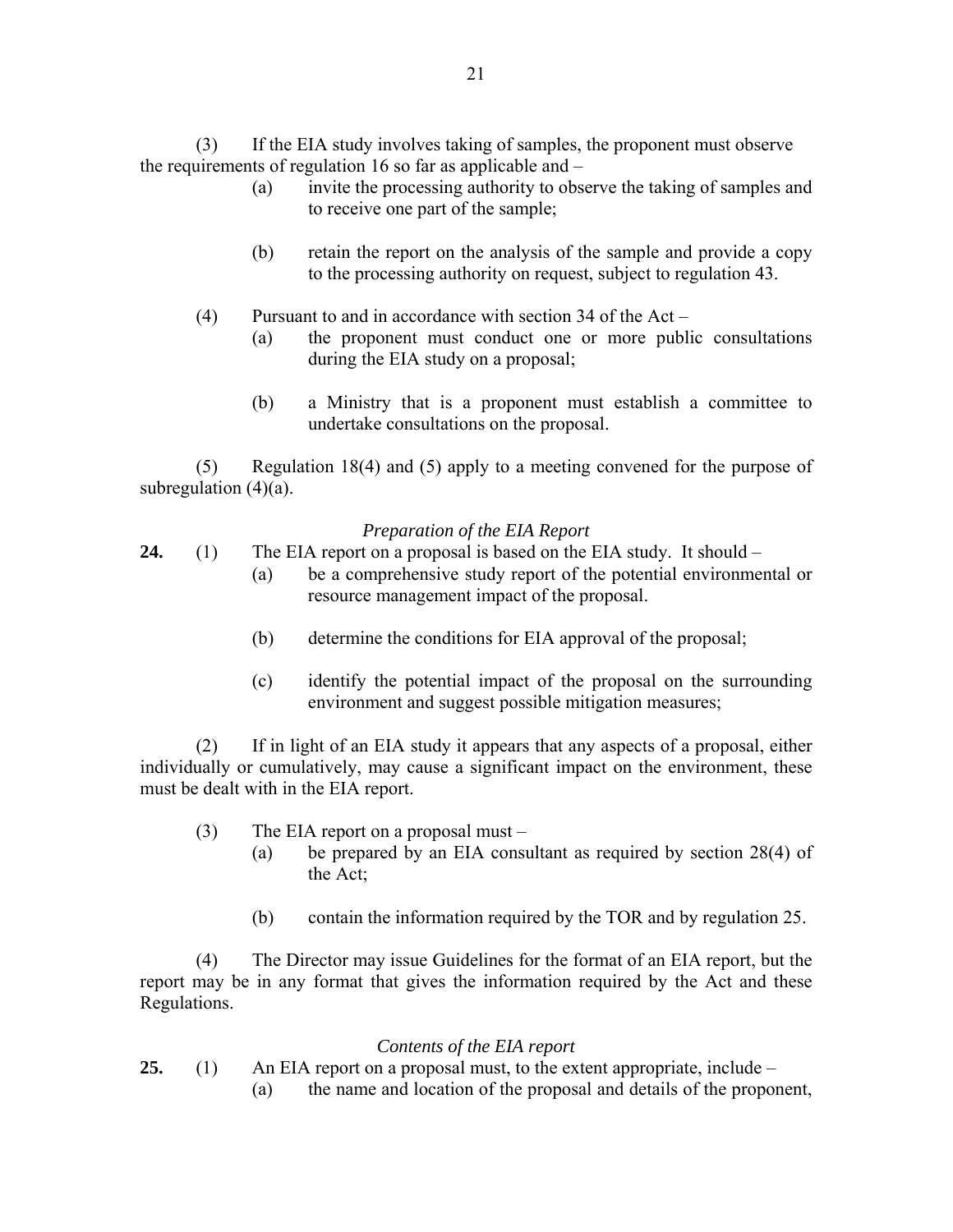(3) If the EIA study involves taking of samples, the proponent must observe the requirements of regulation 16 so far as applicable and –

(a) invite the processing authority to observe the taking of samples and to receive one part of the sample;

(b) retain the report on the analysis of the sample and provide a copy to the processing authority on request, subject to regulation 43.

(4) Pursuant to and in accordance with section 34 of the Act –

(a) the proponent must conduct one or more public consultations during the EIA study on a proposal;

(b) a Ministry that is a proponent must establish a committee to undertake consultations on the proposal.

(5) Regulation 18(4) and (5) apply to a meeting convened for the purpose of subregulation (4)(a).

*Preparation of the EIA Report*

**24.** (1) The EIA report on a proposal is based on the EIA study. It should –

(a) be a comprehensive study report of the potential environmental or resource management impact of the proposal.

(b) determine the conditions for EIA approval of the proposal;

(c) identify the potential impact of the proposal on the surrounding environment and suggest possible mitigation measures;

(2) If in light of an EIA study it appears that any aspects of a proposal, either individually or cumulatively, may cause a significant impact on the environment, these must be dealt with in the EIA report.

(3) The EIA report on a proposal must –

(a) be prepared by an EIA consultant as required by section 28(4) of the Act;

(b) contain the information required by the TOR and by regulation 25.

(4) The Director may issue Guidelines for the format of an EIA report, but the report may be in any format that gives the information required by the Act and these Regulations.

*Contents of the EIA report*

**25.** (1) An EIA report on a proposal must, to the extent appropriate, include –

(a) the name and location of the proposal and details of the proponent,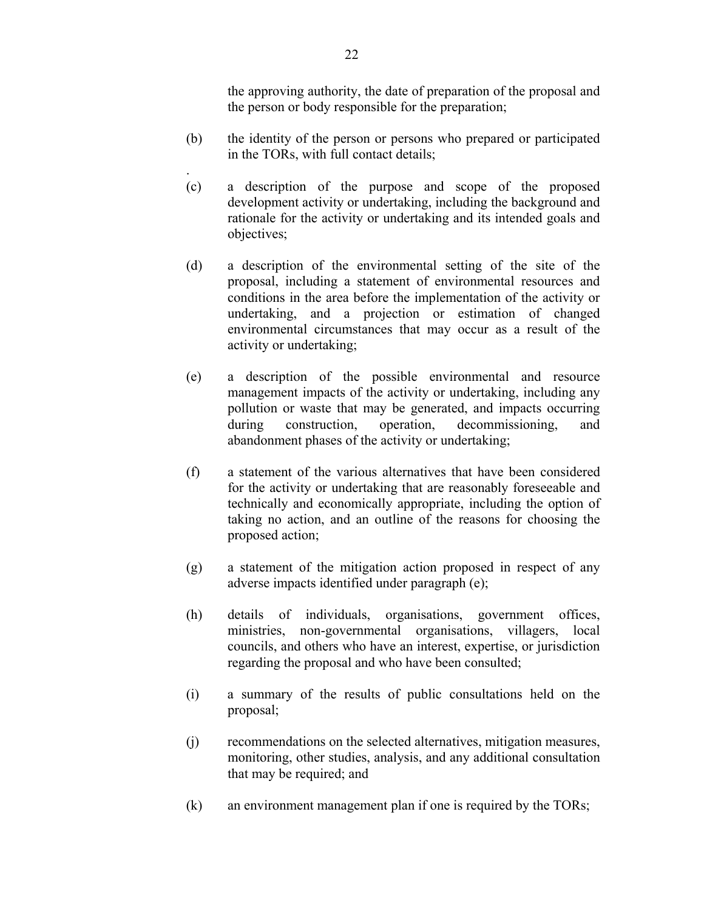the approving authority, the date of preparation of the proposal and the person or body responsible for the preparation;

(b) the identity of the person or persons who prepared or participated in the TORs, with full contact details;

(c) a description of the purpose and scope of the proposed development activity or undertaking, including the background and rationale for the activity or undertaking and its intended goals and objectives;

(d) a description of the environmental setting of the site of the proposal, including a statement of environmental resources and conditions in the area before the implementation of the activity or undertaking, and a projection or estimation of changed environmental circumstances that may occur as a result of the activity or undertaking;

(e) a description of the possible environmental and resource management impacts of the activity or undertaking, including any pollution or waste that may be generated, and impacts occurring during construction, operation, decommissioning, and abandonment phases of the activity or undertaking;

(f) a statement of the various alternatives that have been considered for the activity or undertaking that are reasonably foreseeable and technically and economically appropriate, including the option of taking no action, and an outline of the reasons for choosing the proposed action;

(g) a statement of the mitigation action proposed in respect of any adverse impacts identified under paragraph (e);

(h) details of individuals, organisations, government offices, ministries, non-governmental organisations, villagers, local councils, and others who have an interest, expertise, or jurisdiction regarding the proposal and who have been consulted;

(i) a summary of the results of public consultations held on the proposal;

(j) recommendations on the selected alternatives, mitigation measures, monitoring, other studies, analysis, and any additional consultation that may be required; and

(k) an environment management plan if one is required by the TORs;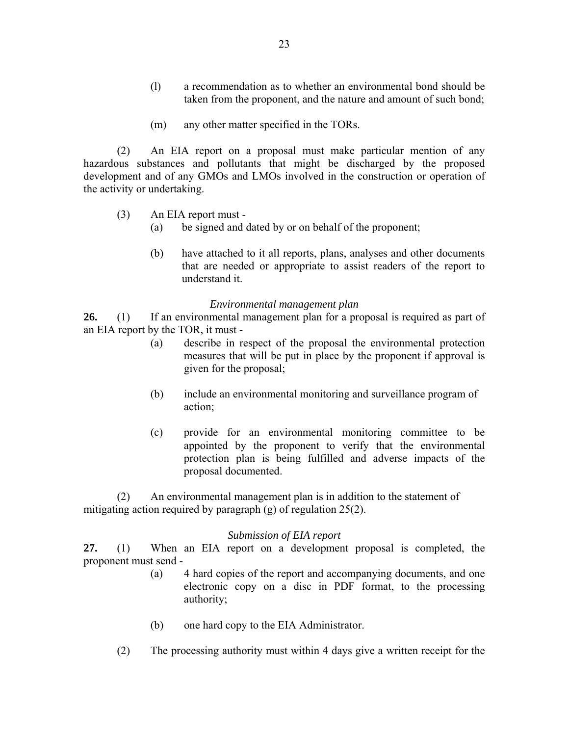(l) a recommendation as to whether an environmental bond should be taken from the proponent, and the nature and amount of such bond;

(m) any other matter specified in the TORs.

(2) An EIA report on a proposal must make particular mention of any hazardous substances and pollutants that might be discharged by the proposed development and of any GMOs and LMOs involved in the construction or operation of the activity or undertaking.

(3) An EIA report must -

(a) be signed and dated by or on behalf of the proponent;

(b) have attached to it all reports, plans, analyses and other documents that are needed or appropriate to assist readers of the report to understand it.

*Environmental management plan*

**26.** (1) If an environmental management plan for a proposal is required as part of an EIA report by the TOR, it must -

(a) describe in respect of the proposal the environmental protection measures that will be put in place by the proponent if approval is given for the proposal;

(b) include an environmental monitoring and surveillance program of action;

(c) provide for an environmental monitoring committee to be appointed by the proponent to verify that the environmental protection plan is being fulfilled and adverse impacts of the proposal documented.

(2) An environmental management plan is in addition to the statement of mitigating action required by paragraph (g) of regulation 25(2).

*Submission of EIA report*

**27.** (1) When an EIA report on a development proposal is completed, the proponent must send -

(a) 4 hard copies of the report and accompanying documents, and one electronic copy on a disc in PDF format, to the processing authority;

(b) one hard copy to the EIA Administrator.

(2) The processing authority must within 4 days give a written receipt for the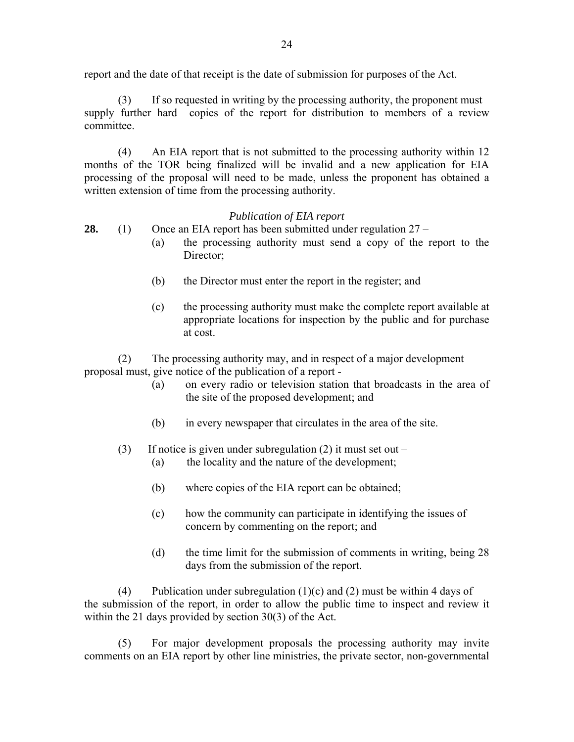report and the date of that receipt is the date of submission for purposes of the Act.

(3) If so requested in writing by the processing authority, the proponent must supply further hard copies of the report for distribution to members of a review committee.

(4) An EIA report that is not submitted to the processing authority within 12 months of the TOR being finalized will be invalid and a new application for EIA processing of the proposal will need to be made, unless the proponent has obtained a written extension of time from the processing authority.

*Publication of EIA report*

**28.** (1) Once an EIA report has been submitted under regulation 27 –

(a) the processing authority must send a copy of the report to the Director;

(b) the Director must enter the report in the register; and

(c) the processing authority must make the complete report available at appropriate locations for inspection by the public and for purchase at cost.

(2) The processing authority may, and in respect of a major development proposal must, give notice of the publication of a report -

(a) on every radio or television station that broadcasts in the area of the site of the proposed development; and

(b) in every newspaper that circulates in the area of the site.

(3) If notice is given under subregulation (2) it must set out –

(a) the locality and the nature of the development;

(b) where copies of the EIA report can be obtained;

(c) how the community can participate in identifying the issues of concern by commenting on the report; and

(d) the time limit for the submission of comments in writing, being 28 days from the submission of the report.

(4) Publication under subregulation (1)(c) and (2) must be within 4 days of the submission of the report, in order to allow the public time to inspect and review it within the 21 days provided by section 30(3) of the Act.

(5) For major development proposals the processing authority may invite comments on an EIA report by other line ministries, the private sector, non-governmental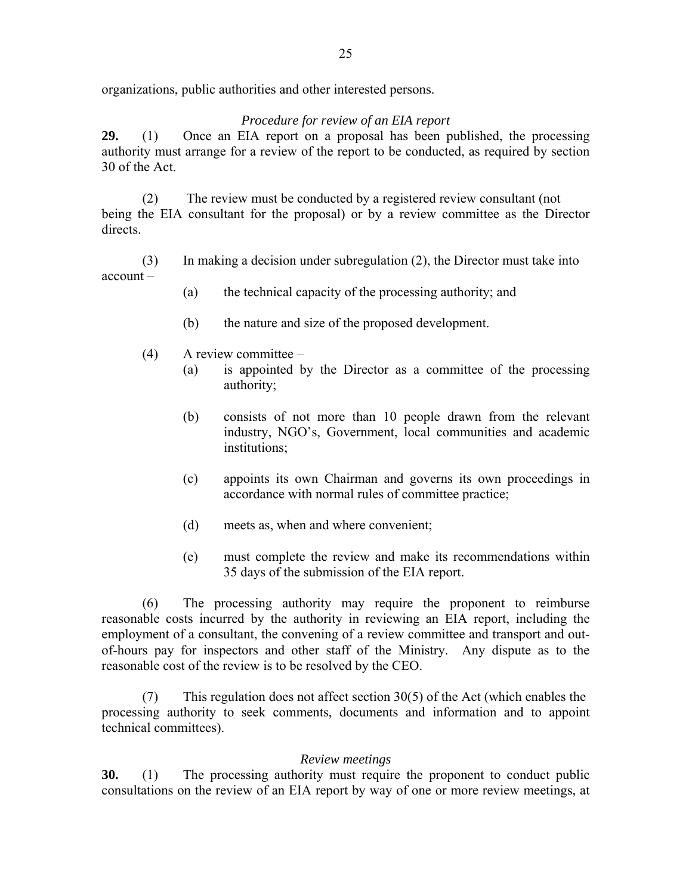organizations, public authorities and other interested persons.

*Procedure for review of an EIA report*

**29.** (1) Once an EIA report on a proposal has been published, the processing authority must arrange for a review of the report to be conducted, as required by section 30 of the Act.

(2) The review must be conducted by a registered review consultant (not being the EIA consultant for the proposal) or by a review committee as the Director directs.

(3) In making a decision under subregulation (2), the Director must take into account –

- (a) the technical capacity of the processing authority; and
- (b) the nature and size of the proposed development.

(4) A review committee –

- (a) is appointed by the Director as a committee of the processing authority;
- (b) consists of not more than 10 people drawn from the relevant industry, NGO's, Government, local communities and academic institutions;
- (c) appoints its own Chairman and governs its own proceedings in accordance with normal rules of committee practice;
- (d) meets as, when and where convenient;
- (e) must complete the review and make its recommendations within 35 days of the submission of the EIA report.

(6) The processing authority may require the proponent to reimburse reasonable costs incurred by the authority in reviewing an EIA report, including the employment of a consultant, the convening of a review committee and transport and out-of-hours pay for inspectors and other staff of the Ministry. Any dispute as to the reasonable cost of the review is to be resolved by the CEO.

(7) This regulation does not affect section 30(5) of the Act (which enables the processing authority to seek comments, documents and information and to appoint technical committees).

*Review meetings*

**30.** (1) The processing authority must require the proponent to conduct public consultations on the review of an EIA report by way of one or more review meetings, at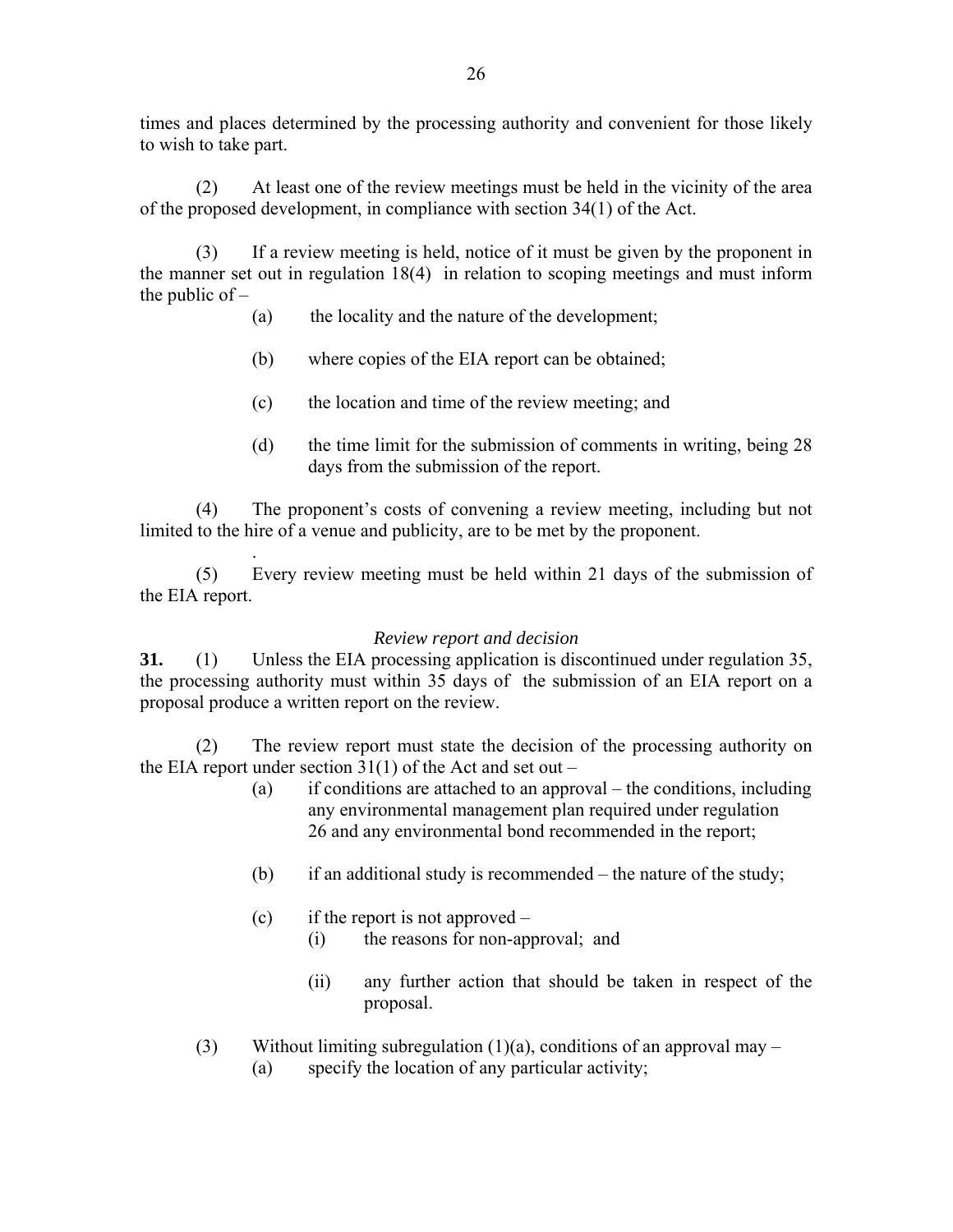times and places determined by the processing authority and convenient for those likely to wish to take part.

(2) At least one of the review meetings must be held in the vicinity of the area of the proposed development, in compliance with section 34(1) of the Act.

(3) If a review meeting is held, notice of it must be given by the proponent in the manner set out in regulation 18(4) in relation to scoping meetings and must inform the public of –

(a) the locality and the nature of the development;

(b) where copies of the EIA report can be obtained;

(c) the location and time of the review meeting; and

(d) the time limit for the submission of comments in writing, being 28 days from the submission of the report.

(4) The proponent's costs of convening a review meeting, including but not limited to the hire of a venue and publicity, are to be met by the proponent.

(5) Every review meeting must be held within 21 days of the submission of the EIA report.

*Review report and decision*

**31.** (1) Unless the EIA processing application is discontinued under regulation 35, the processing authority must within 35 days of the submission of an EIA report on a proposal produce a written report on the review.

(2) The review report must state the decision of the processing authority on the EIA report under section 31(1) of the Act and set out –

(a) if conditions are attached to an approval – the conditions, including any environmental management plan required under regulation 26 and any environmental bond recommended in the report;

(b) if an additional study is recommended – the nature of the study;

(c) if the report is not approved –

(i) the reasons for non-approval; and

(ii) any further action that should be taken in respect of the proposal.

(3) Without limiting subregulation (1)(a), conditions of an approval may –

(a) specify the location of any particular activity;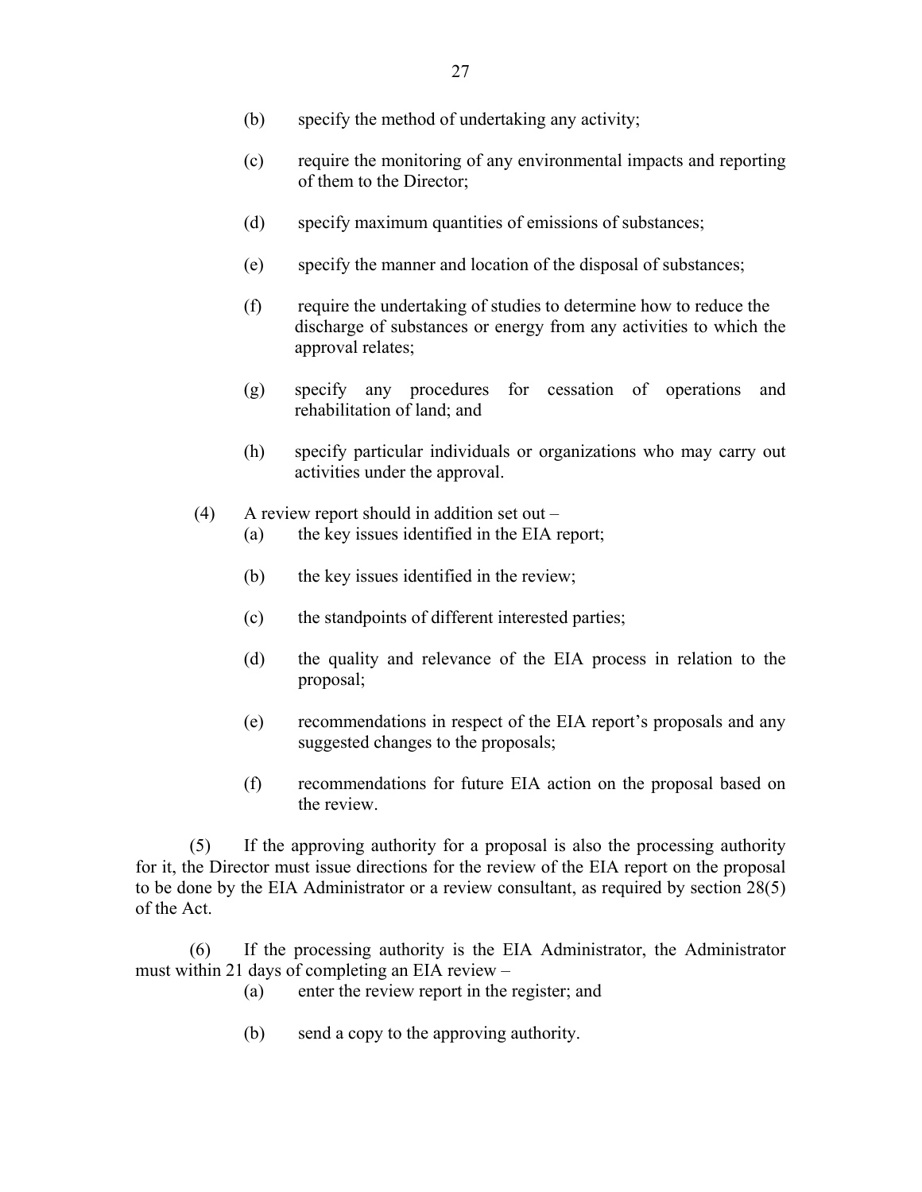(b) specify the method of undertaking any activity;

(c) require the monitoring of any environmental impacts and reporting of them to the Director;

(d) specify maximum quantities of emissions of substances;

(e) specify the manner and location of the disposal of substances;

(f) require the undertaking of studies to determine how to reduce the discharge of substances or energy from any activities to which the approval relates;

(g) specify any procedures for cessation of operations and rehabilitation of land; and

(h) specify particular individuals or organizations who may carry out activities under the approval.

(4) A review report should in addition set out –

(a) the key issues identified in the EIA report;

(b) the key issues identified in the review;

(c) the standpoints of different interested parties;

(d) the quality and relevance of the EIA process in relation to the proposal;

(e) recommendations in respect of the EIA report's proposals and any suggested changes to the proposals;

(f) recommendations for future EIA action on the proposal based on the review.

(5) If the approving authority for a proposal is also the processing authority for it, the Director must issue directions for the review of the EIA report on the proposal to be done by the EIA Administrator or a review consultant, as required by section 28(5) of the Act.

(6) If the processing authority is the EIA Administrator, the Administrator must within 21 days of completing an EIA review –

(a) enter the review report in the register; and

(b) send a copy to the approving authority.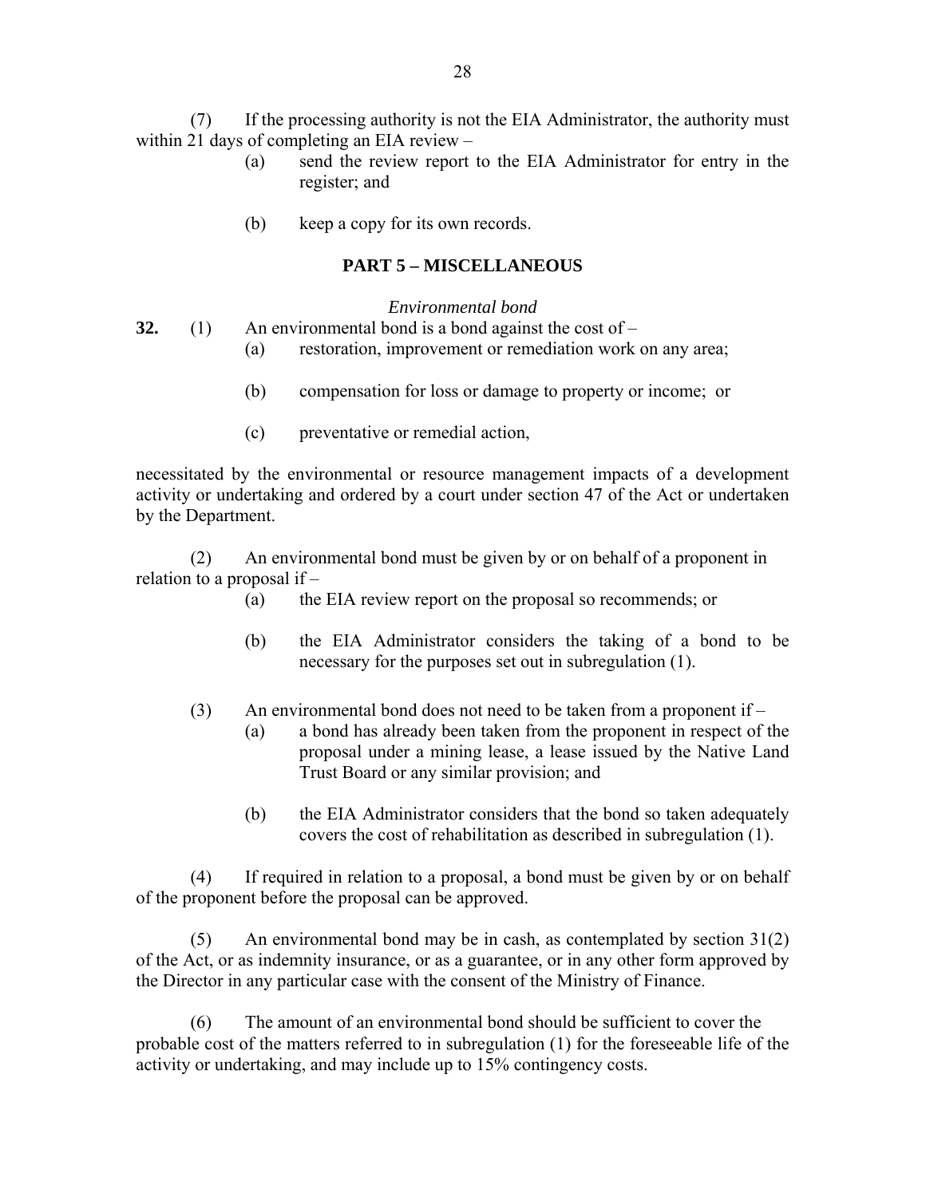(7) If the processing authority is not the EIA Administrator, the authority must within 21 days of completing an EIA review –

(a) send the review report to the EIA Administrator for entry in the register; and

(b) keep a copy for its own records.

## PART 5 – MISCELLANEOUS

*Environmental bond*

**32.** (1) An environmental bond is a bond against the cost of –

(a) restoration, improvement or remediation work on any area;

(b) compensation for loss or damage to property or income; or

(c) preventative or remedial action,

necessitated by the environmental or resource management impacts of a development activity or undertaking and ordered by a court under section 47 of the Act or undertaken by the Department.

(2) An environmental bond must be given by or on behalf of a proponent in relation to a proposal if –

(a) the EIA review report on the proposal so recommends; or

(b) the EIA Administrator considers the taking of a bond to be necessary for the purposes set out in subregulation (1).

(3) An environmental bond does not need to be taken from a proponent if –

(a) a bond has already been taken from the proponent in respect of the proposal under a mining lease, a lease issued by the Native Land Trust Board or any similar provision; and

(b) the EIA Administrator considers that the bond so taken adequately covers the cost of rehabilitation as described in subregulation (1).

(4) If required in relation to a proposal, a bond must be given by or on behalf of the proponent before the proposal can be approved.

(5) An environmental bond may be in cash, as contemplated by section 31(2) of the Act, or as indemnity insurance, or as a guarantee, or in any other form approved by the Director in any particular case with the consent of the Ministry of Finance.

(6) The amount of an environmental bond should be sufficient to cover the probable cost of the matters referred to in subregulation (1) for the foreseeable life of the activity or undertaking, and may include up to 15% contingency costs.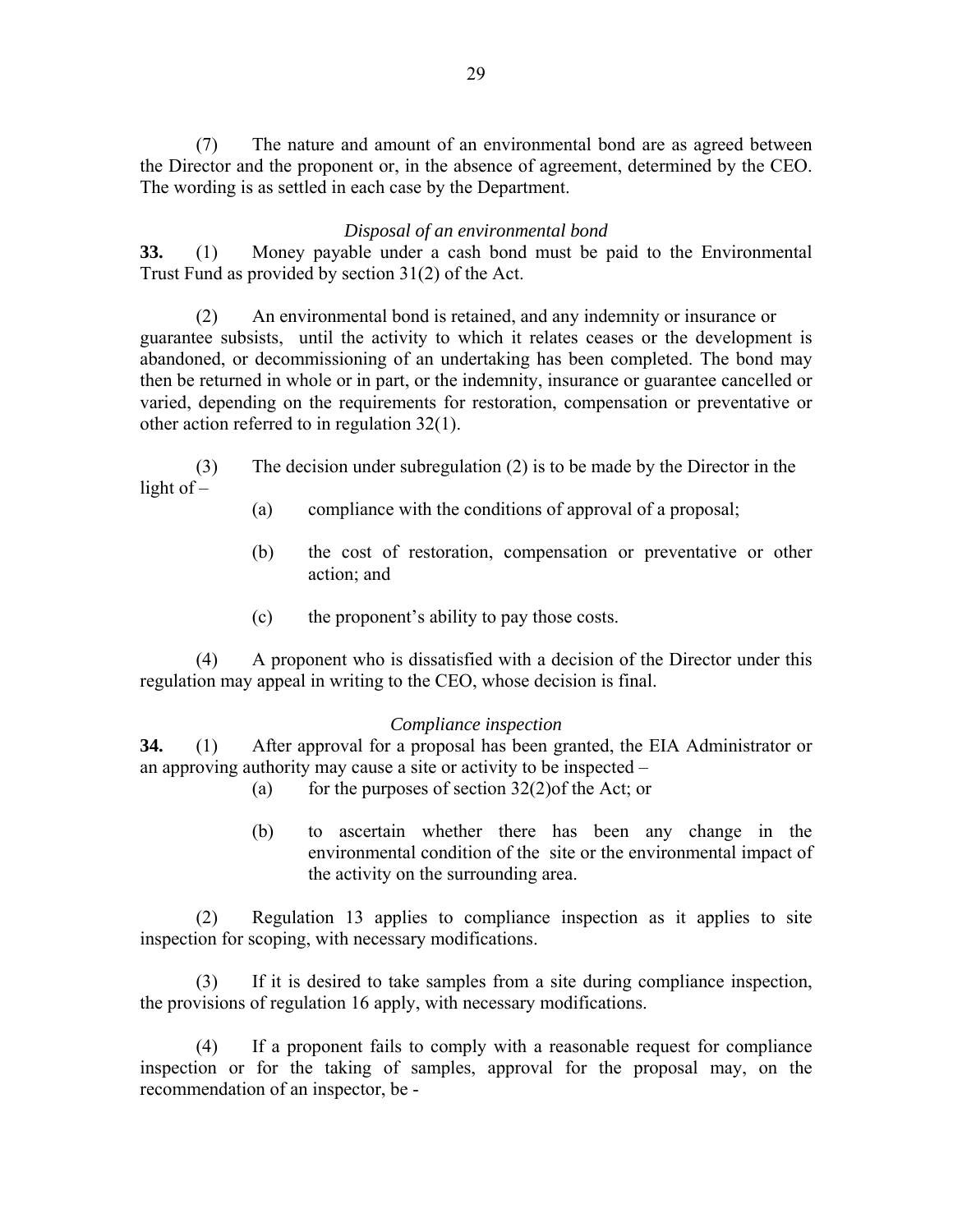(7) The nature and amount of an environmental bond are as agreed between the Director and the proponent or, in the absence of agreement, determined by the CEO. The wording is as settled in each case by the Department.

*Disposal of an environmental bond*

**33.** (1) Money payable under a cash bond must be paid to the Environmental Trust Fund as provided by section 31(2) of the Act.

(2) An environmental bond is retained, and any indemnity or insurance or guarantee subsists, until the activity to which it relates ceases or the development is abandoned, or decommissioning of an undertaking has been completed. The bond may then be returned in whole or in part, or the indemnity, insurance or guarantee cancelled or varied, depending on the requirements for restoration, compensation or preventative or other action referred to in regulation 32(1).

(3) The decision under subregulation (2) is to be made by the Director in the light of –

(a) compliance with the conditions of approval of a proposal;

(b) the cost of restoration, compensation or preventative or other action; and

(c) the proponent's ability to pay those costs.

(4) A proponent who is dissatisfied with a decision of the Director under this regulation may appeal in writing to the CEO, whose decision is final.

*Compliance inspection*

**34.** (1) After approval for a proposal has been granted, the EIA Administrator or an approving authority may cause a site or activity to be inspected –

(a) for the purposes of section 32(2)of the Act; or

(b) to ascertain whether there has been any change in the environmental condition of the site or the environmental impact of the activity on the surrounding area.

(2) Regulation 13 applies to compliance inspection as it applies to site inspection for scoping, with necessary modifications.

(3) If it is desired to take samples from a site during compliance inspection, the provisions of regulation 16 apply, with necessary modifications.

(4) If a proponent fails to comply with a reasonable request for compliance inspection or for the taking of samples, approval for the proposal may, on the recommendation of an inspector, be -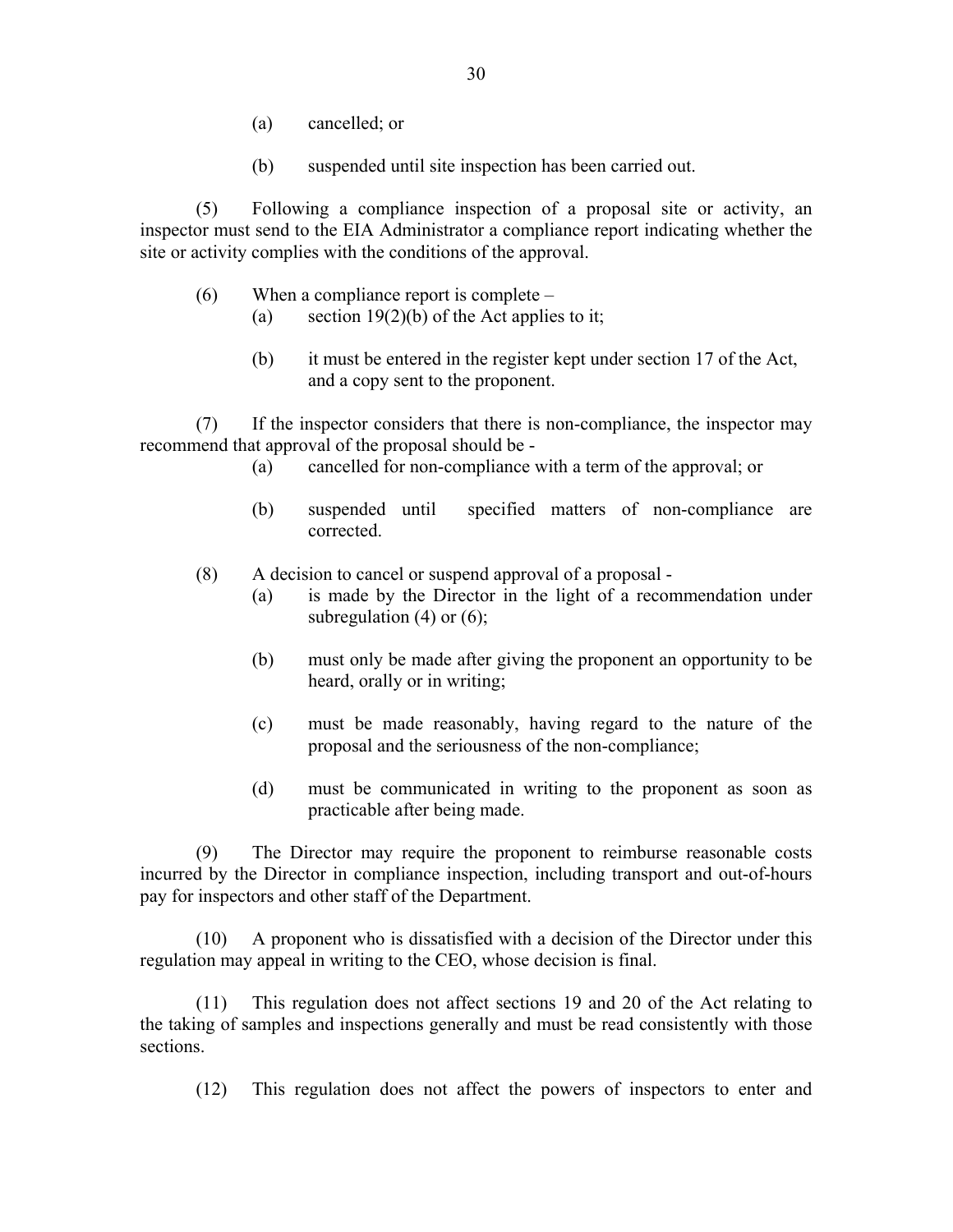(a) cancelled; or

(b) suspended until site inspection has been carried out.

(5) Following a compliance inspection of a proposal site or activity, an inspector must send to the EIA Administrator a compliance report indicating whether the site or activity complies with the conditions of the approval.

(6) When a compliance report is complete –

(a) section 19(2)(b) of the Act applies to it;

(b) it must be entered in the register kept under section 17 of the Act, and a copy sent to the proponent.

(7) If the inspector considers that there is non-compliance, the inspector may recommend that approval of the proposal should be -

(a) cancelled for non-compliance with a term of the approval; or

(b) suspended until specified matters of non-compliance are corrected.

(8) A decision to cancel or suspend approval of a proposal -

(a) is made by the Director in the light of a recommendation under subregulation (4) or (6);

(b) must only be made after giving the proponent an opportunity to be heard, orally or in writing;

(c) must be made reasonably, having regard to the nature of the proposal and the seriousness of the non-compliance;

(d) must be communicated in writing to the proponent as soon as practicable after being made.

(9) The Director may require the proponent to reimburse reasonable costs incurred by the Director in compliance inspection, including transport and out-of-hours pay for inspectors and other staff of the Department.

(10) A proponent who is dissatisfied with a decision of the Director under this regulation may appeal in writing to the CEO, whose decision is final.

(11) This regulation does not affect sections 19 and 20 of the Act relating to the taking of samples and inspections generally and must be read consistently with those sections.

(12) This regulation does not affect the powers of inspectors to enter and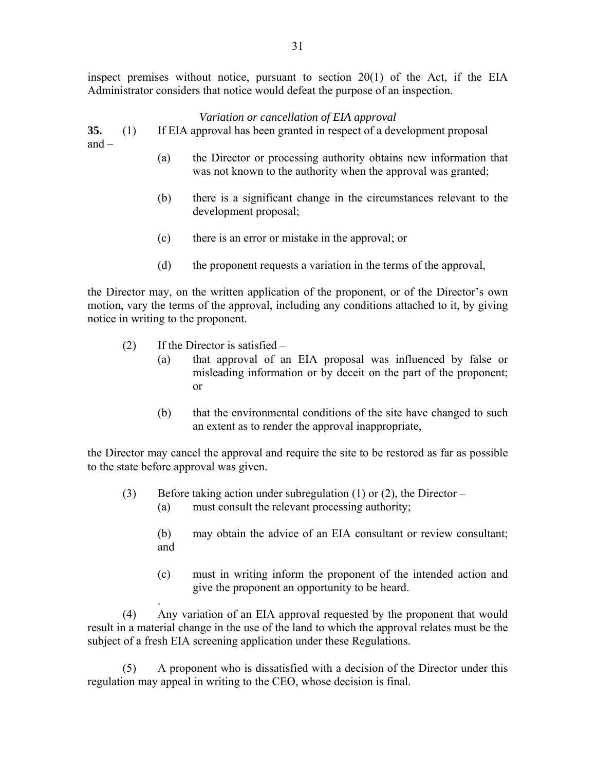inspect premises without notice, pursuant to section 20(1) of the Act, if the EIA Administrator considers that notice would defeat the purpose of an inspection.

*Variation or cancellation of EIA approval*

**35.** (1) If EIA approval has been granted in respect of a development proposal and –

(a) the Director or processing authority obtains new information that was not known to the authority when the approval was granted;

(b) there is a significant change in the circumstances relevant to the development proposal;

(c) there is an error or mistake in the approval; or

(d) the proponent requests a variation in the terms of the approval,

the Director may, on the written application of the proponent, or of the Director's own motion, vary the terms of the approval, including any conditions attached to it, by giving notice in writing to the proponent.

(2) If the Director is satisfied –

(a) that approval of an EIA proposal was influenced by false or misleading information or by deceit on the part of the proponent; or

(b) that the environmental conditions of the site have changed to such an extent as to render the approval inappropriate,

the Director may cancel the approval and require the site to be restored as far as possible to the state before approval was given.

(3) Before taking action under subregulation (1) or (2), the Director –

(a) must consult the relevant processing authority;

(b) may obtain the advice of an EIA consultant or review consultant; and

(c) must in writing inform the proponent of the intended action and give the proponent an opportunity to be heard.

(4) Any variation of an EIA approval requested by the proponent that would result in a material change in the use of the land to which the approval relates must be the subject of a fresh EIA screening application under these Regulations.

(5) A proponent who is dissatisfied with a decision of the Director under this regulation may appeal in writing to the CEO, whose decision is final.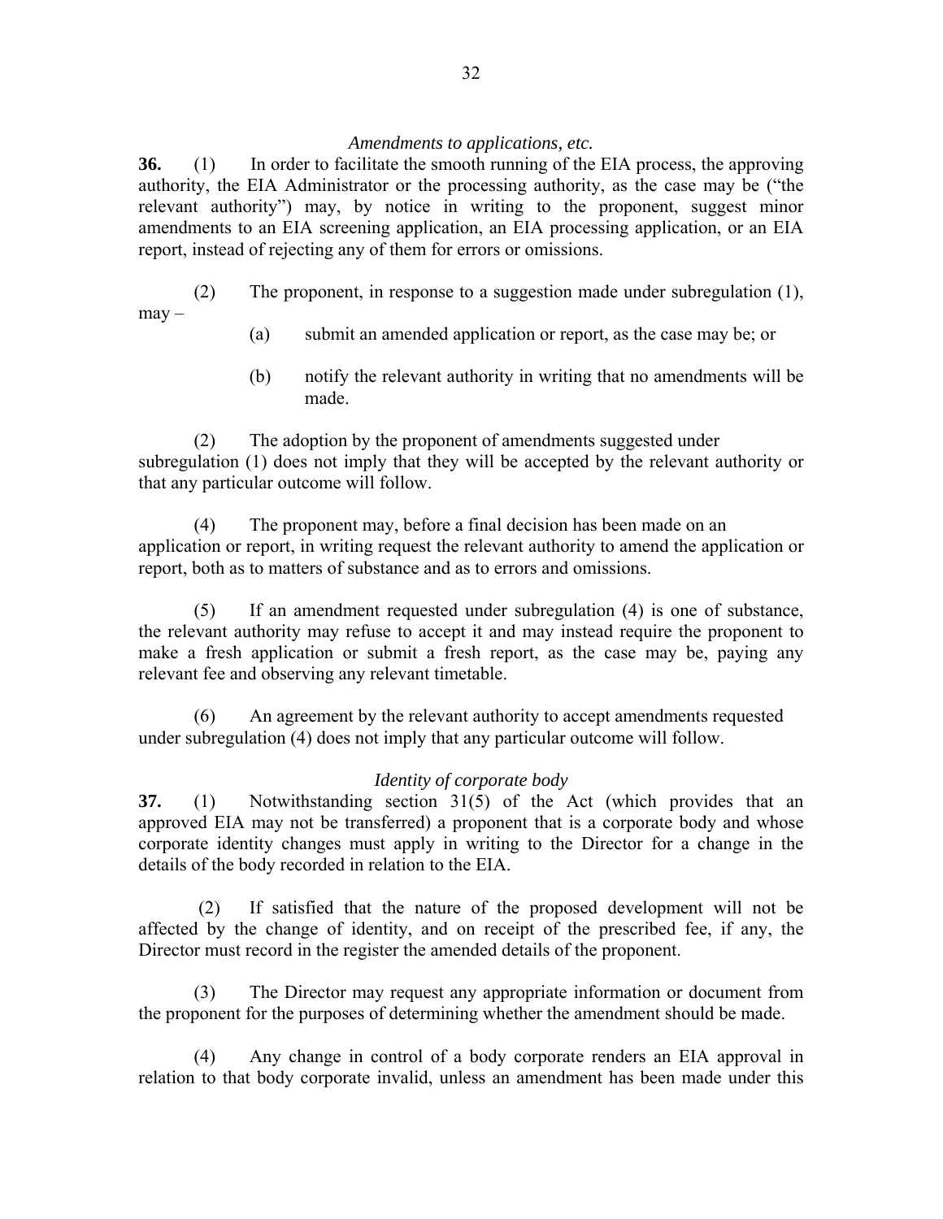*Amendments to applications, etc.*

**36.** (1) In order to facilitate the smooth running of the EIA process, the approving authority, the EIA Administrator or the processing authority, as the case may be ("the relevant authority") may, by notice in writing to the proponent, suggest minor amendments to an EIA screening application, an EIA processing application, or an EIA report, instead of rejecting any of them for errors or omissions.

(2) The proponent, in response to a suggestion made under subregulation (1), may –

(a) submit an amended application or report, as the case may be; or

(b) notify the relevant authority in writing that no amendments will be made.

(2) The adoption by the proponent of amendments suggested under subregulation (1) does not imply that they will be accepted by the relevant authority or that any particular outcome will follow.

(4) The proponent may, before a final decision has been made on an application or report, in writing request the relevant authority to amend the application or report, both as to matters of substance and as to errors and omissions.

(5) If an amendment requested under subregulation (4) is one of substance, the relevant authority may refuse to accept it and may instead require the proponent to make a fresh application or submit a fresh report, as the case may be, paying any relevant fee and observing any relevant timetable.

(6) An agreement by the relevant authority to accept amendments requested under subregulation (4) does not imply that any particular outcome will follow.

*Identity of corporate body*

**37.** (1) Notwithstanding section 31(5) of the Act (which provides that an approved EIA may not be transferred) a proponent that is a corporate body and whose corporate identity changes must apply in writing to the Director for a change in the details of the body recorded in relation to the EIA.

(2) If satisfied that the nature of the proposed development will not be affected by the change of identity, and on receipt of the prescribed fee, if any, the Director must record in the register the amended details of the proponent.

(3) The Director may request any appropriate information or document from the proponent for the purposes of determining whether the amendment should be made.

(4) Any change in control of a body corporate renders an EIA approval in relation to that body corporate invalid, unless an amendment has been made under this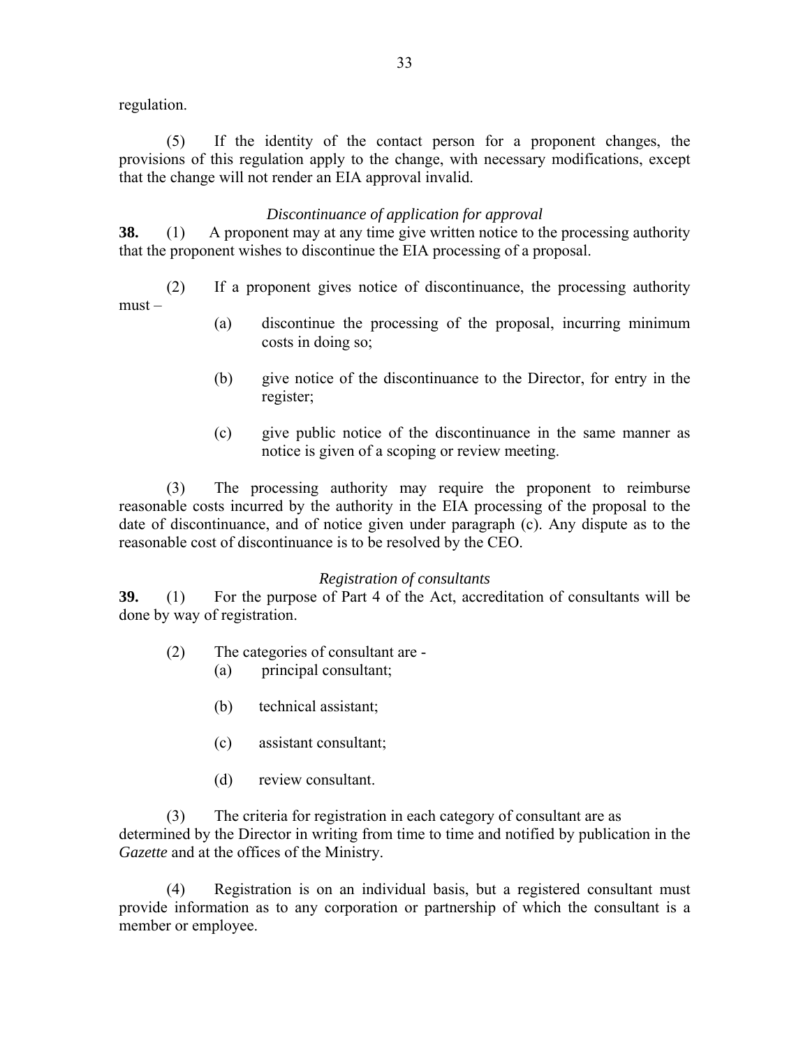regulation.

(5) If the identity of the contact person for a proponent changes, the provisions of this regulation apply to the change, with necessary modifications, except that the change will not render an EIA approval invalid.

*Discontinuance of application for approval*

**38.** (1) A proponent may at any time give written notice to the processing authority that the proponent wishes to discontinue the EIA processing of a proposal.

(2) If a proponent gives notice of discontinuance, the processing authority must –

(a) discontinue the processing of the proposal, incurring minimum costs in doing so;

(b) give notice of the discontinuance to the Director, for entry in the register;

(c) give public notice of the discontinuance in the same manner as notice is given of a scoping or review meeting.

(3) The processing authority may require the proponent to reimburse reasonable costs incurred by the authority in the EIA processing of the proposal to the date of discontinuance, and of notice given under paragraph (c). Any dispute as to the reasonable cost of discontinuance is to be resolved by the CEO.

*Registration of consultants*

**39.** (1) For the purpose of Part 4 of the Act, accreditation of consultants will be done by way of registration.

(2) The categories of consultant are -

(a) principal consultant;

(b) technical assistant;

(c) assistant consultant;

(d) review consultant.

(3) The criteria for registration in each category of consultant are as determined by the Director in writing from time to time and notified by publication in the *Gazette* and at the offices of the Ministry.

(4) Registration is on an individual basis, but a registered consultant must provide information as to any corporation or partnership of which the consultant is a member or employee.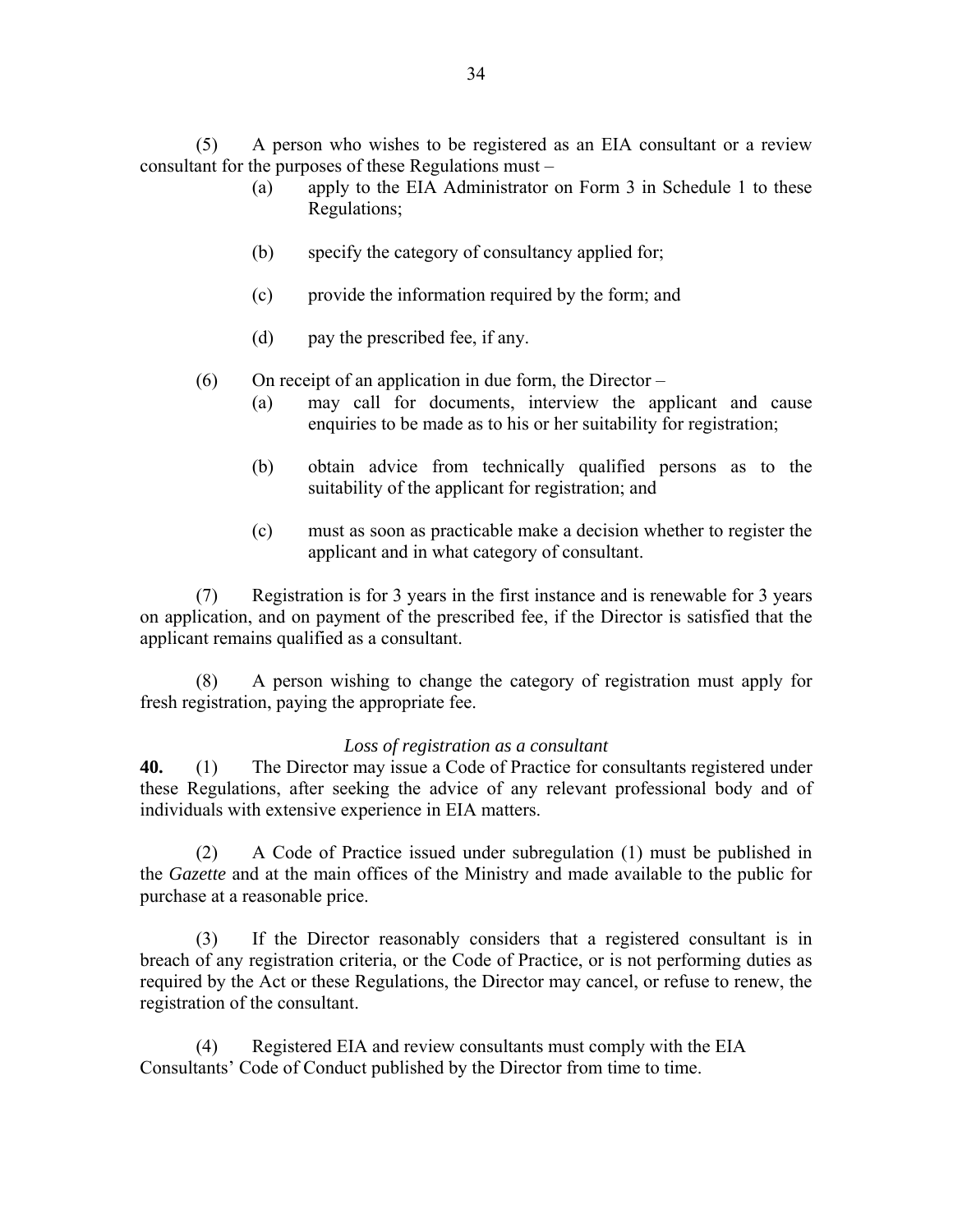(5) A person who wishes to be registered as an EIA consultant or a review consultant for the purposes of these Regulations must –

- (a) apply to the EIA Administrator on Form 3 in Schedule 1 to these Regulations;
- (b) specify the category of consultancy applied for;
- (c) provide the information required by the form; and
- (d) pay the prescribed fee, if any.

(6) On receipt of an application in due form, the Director –

- (a) may call for documents, interview the applicant and cause enquiries to be made as to his or her suitability for registration;
- (b) obtain advice from technically qualified persons as to the suitability of the applicant for registration; and
- (c) must as soon as practicable make a decision whether to register the applicant and in what category of consultant.

(7) Registration is for 3 years in the first instance and is renewable for 3 years on application, and on payment of the prescribed fee, if the Director is satisfied that the applicant remains qualified as a consultant.

(8) A person wishing to change the category of registration must apply for fresh registration, paying the appropriate fee.

*Loss of registration as a consultant*

**40.** (1) The Director may issue a Code of Practice for consultants registered under these Regulations, after seeking the advice of any relevant professional body and of individuals with extensive experience in EIA matters.

(2) A Code of Practice issued under subregulation (1) must be published in the *Gazette* and at the main offices of the Ministry and made available to the public for purchase at a reasonable price.

(3) If the Director reasonably considers that a registered consultant is in breach of any registration criteria, or the Code of Practice, or is not performing duties as required by the Act or these Regulations, the Director may cancel, or refuse to renew, the registration of the consultant.

(4) Registered EIA and review consultants must comply with the EIA Consultants' Code of Conduct published by the Director from time to time.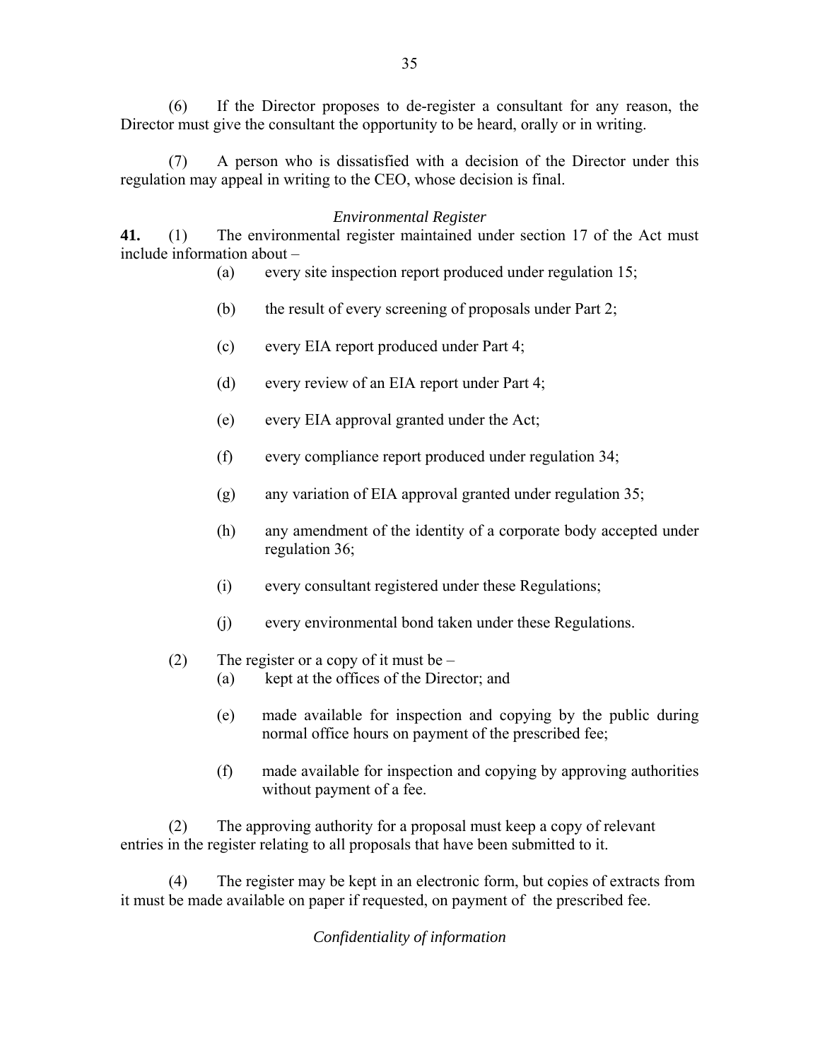(6) If the Director proposes to de-register a consultant for any reason, the Director must give the consultant the opportunity to be heard, orally or in writing.

(7) A person who is dissatisfied with a decision of the Director under this regulation may appeal in writing to the CEO, whose decision is final.

*Environmental Register*

**41.** (1) The environmental register maintained under section 17 of the Act must include information about –

(a) every site inspection report produced under regulation 15;

(b) the result of every screening of proposals under Part 2;

(c) every EIA report produced under Part 4;

(d) every review of an EIA report under Part 4;

(e) every EIA approval granted under the Act;

(f) every compliance report produced under regulation 34;

(g) any variation of EIA approval granted under regulation 35;

(h) any amendment of the identity of a corporate body accepted under regulation 36;

(i) every consultant registered under these Regulations;

(j) every environmental bond taken under these Regulations.

(2) The register or a copy of it must be –

(a) kept at the offices of the Director; and

(e) made available for inspection and copying by the public during normal office hours on payment of the prescribed fee;

(f) made available for inspection and copying by approving authorities without payment of a fee.

(2) The approving authority for a proposal must keep a copy of relevant entries in the register relating to all proposals that have been submitted to it.

(4) The register may be kept in an electronic form, but copies of extracts from it must be made available on paper if requested, on payment of the prescribed fee.

*Confidentiality of information*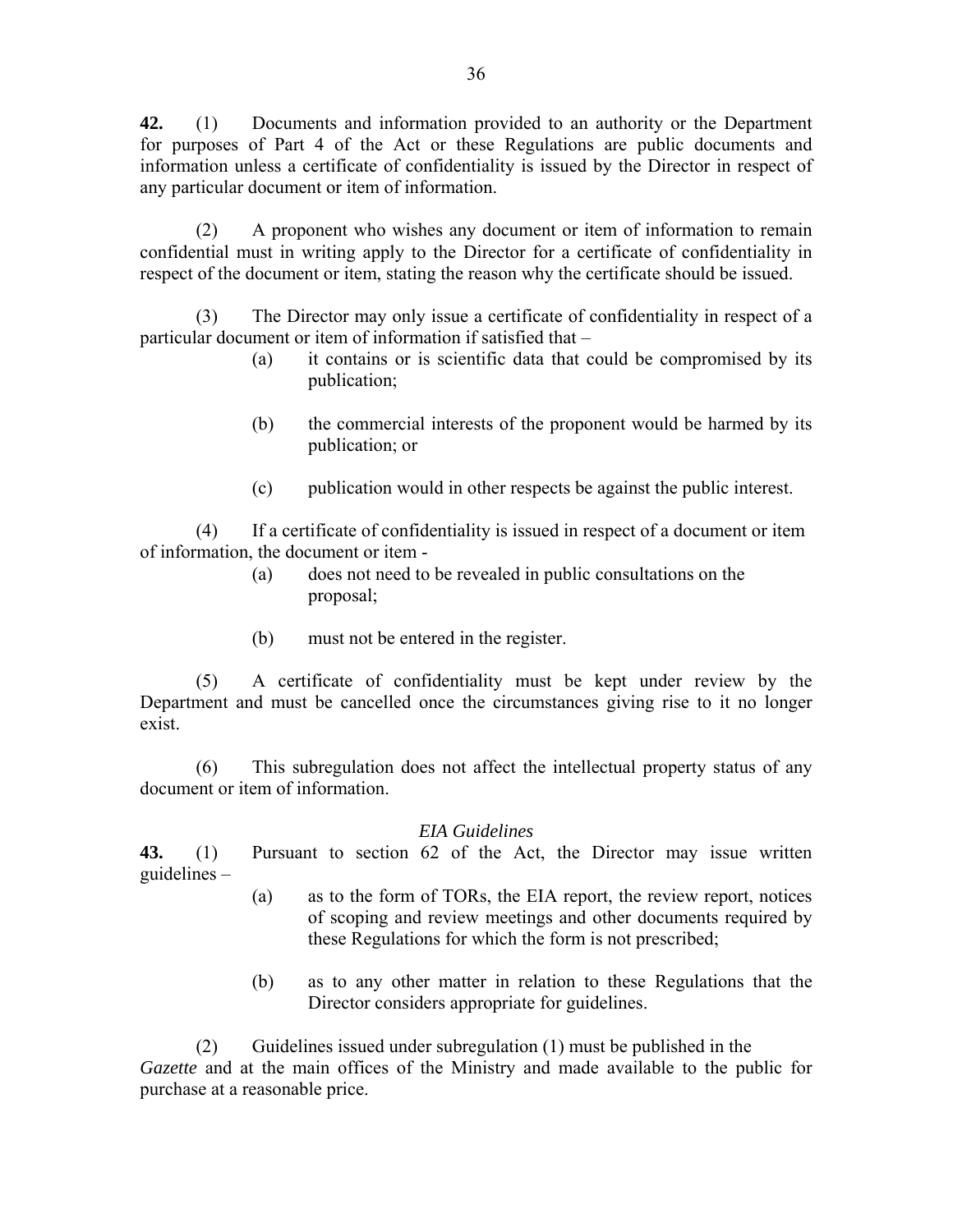**42.** (1) Documents and information provided to an authority or the Department for purposes of Part 4 of the Act or these Regulations are public documents and information unless a certificate of confidentiality is issued by the Director in respect of any particular document or item of information.

(2) A proponent who wishes any document or item of information to remain confidential must in writing apply to the Director for a certificate of confidentiality in respect of the document or item, stating the reason why the certificate should be issued.

(3) The Director may only issue a certificate of confidentiality in respect of a particular document or item of information if satisfied that –

- (a) it contains or is scientific data that could be compromised by its publication;
- (b) the commercial interests of the proponent would be harmed by its publication; or
- (c) publication would in other respects be against the public interest.

(4) If a certificate of confidentiality is issued in respect of a document or item of information, the document or item -

- (a) does not need to be revealed in public consultations on the proposal;
- (b) must not be entered in the register.

(5) A certificate of confidentiality must be kept under review by the Department and must be cancelled once the circumstances giving rise to it no longer exist.

(6) This subregulation does not affect the intellectual property status of any document or item of information.

*EIA Guidelines*

**43.** (1) Pursuant to section 62 of the Act, the Director may issue written guidelines –

- (a) as to the form of TORs, the EIA report, the review report, notices of scoping and review meetings and other documents required by these Regulations for which the form is not prescribed;
- (b) as to any other matter in relation to these Regulations that the Director considers appropriate for guidelines.

(2) Guidelines issued under subregulation (1) must be published in the *Gazette* and at the main offices of the Ministry and made available to the public for purchase at a reasonable price.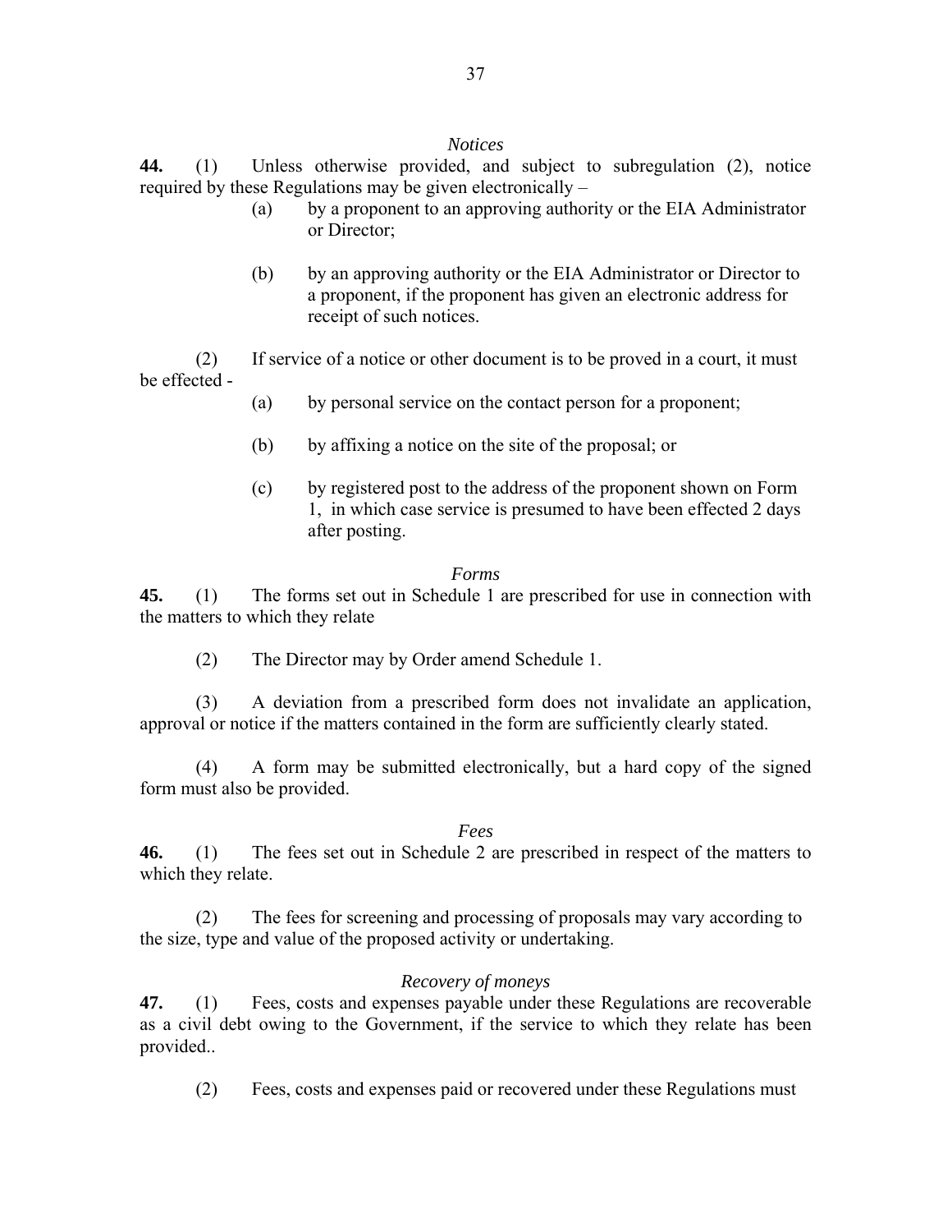*Notices*

**44.** (1) Unless otherwise provided, and subject to subregulation (2), notice required by these Regulations may be given electronically –

(a) by a proponent to an approving authority or the EIA Administrator or Director;

(b) by an approving authority or the EIA Administrator or Director to a proponent, if the proponent has given an electronic address for receipt of such notices.

(2) If service of a notice or other document is to be proved in a court, it must be effected -

(a) by personal service on the contact person for a proponent;

(b) by affixing a notice on the site of the proposal; or

(c) by registered post to the address of the proponent shown on Form 1, in which case service is presumed to have been effected 2 days after posting.

*Forms*

**45.** (1) The forms set out in Schedule 1 are prescribed for use in connection with the matters to which they relate

(2) The Director may by Order amend Schedule 1.

(3) A deviation from a prescribed form does not invalidate an application, approval or notice if the matters contained in the form are sufficiently clearly stated.

(4) A form may be submitted electronically, but a hard copy of the signed form must also be provided.

*Fees*

**46.** (1) The fees set out in Schedule 2 are prescribed in respect of the matters to which they relate.

(2) The fees for screening and processing of proposals may vary according to the size, type and value of the proposed activity or undertaking.

*Recovery of moneys*

**47.** (1) Fees, costs and expenses payable under these Regulations are recoverable as a civil debt owing to the Government, if the service to which they relate has been provided..

(2) Fees, costs and expenses paid or recovered under these Regulations must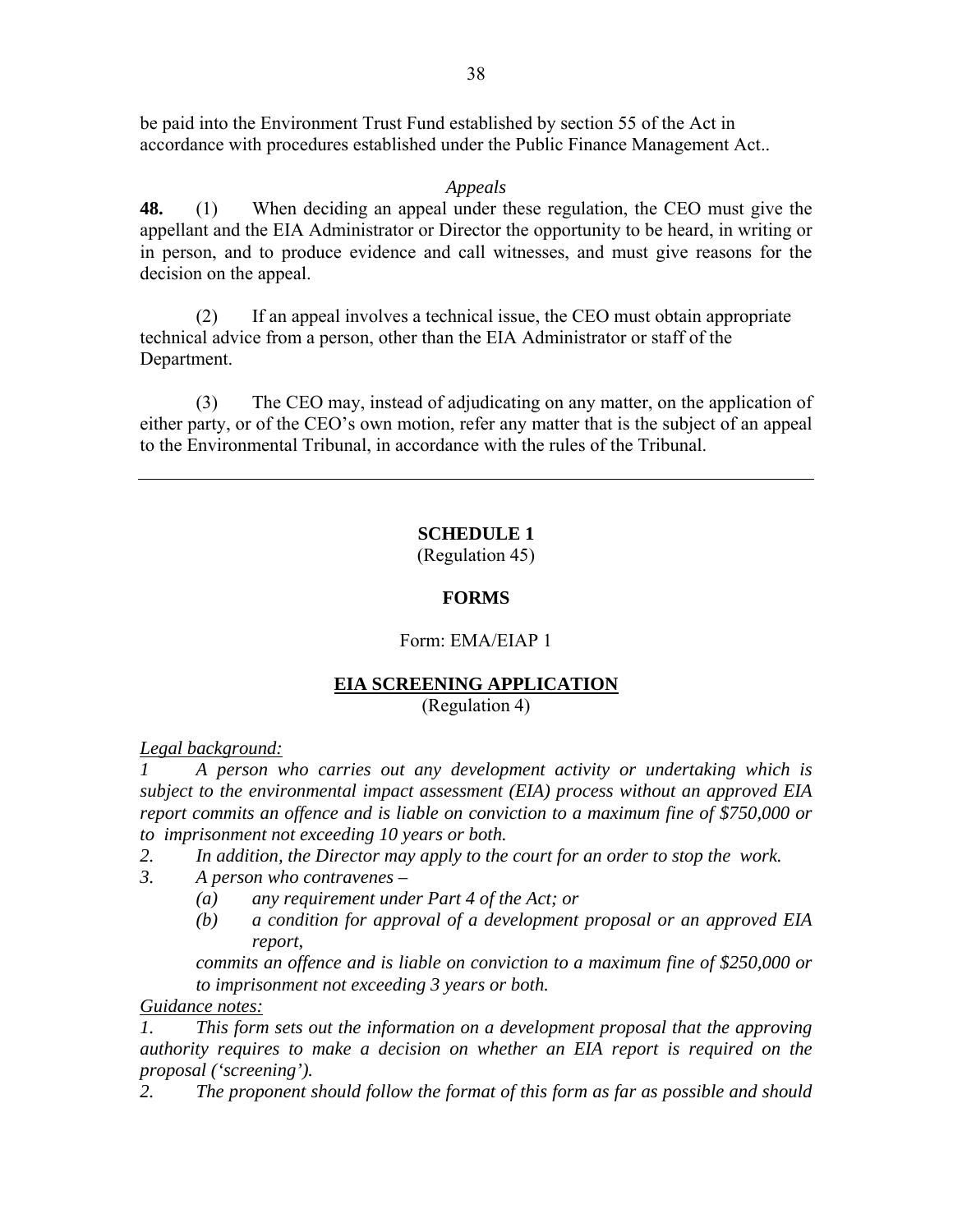be paid into the Environment Trust Fund established by section 55 of the Act in accordance with procedures established under the Public Finance Management Act..

*Appeals*

**48.** (1) When deciding an appeal under these regulation, the CEO must give the appellant and the EIA Administrator or Director the opportunity to be heard, in writing or in person, and to produce evidence and call witnesses, and must give reasons for the decision on the appeal.

(2) If an appeal involves a technical issue, the CEO must obtain appropriate technical advice from a person, other than the EIA Administrator or staff of the Department.

(3) The CEO may, instead of adjudicating on any matter, on the application of either party, or of the CEO's own motion, refer any matter that is the subject of an appeal to the Environmental Tribunal, in accordance with the rules of the Tribunal.

---

**SCHEDULE 1**

(Regulation 45)

**FORMS**

Form: EMA/EIAP 1

**EIA SCREENING APPLICATION**

(Regulation 4)

*Legal background:*

*1 A person who carries out any development activity or undertaking which is subject to the environmental impact assessment (EIA) process without an approved EIA report commits an offence and is liable on conviction to a maximum fine of $750,000 or to imprisonment not exceeding 10 years or both.*

*2. In addition, the Director may apply to the court for an order to stop the work.*

*3. A person who contravenes –*

*(a) any requirement under Part 4 of the Act; or*

*(b) a condition for approval of a development proposal or an approved EIA report,*

*commits an offence and is liable on conviction to a maximum fine of $250,000 or to imprisonment not exceeding 3 years or both.*

*Guidance notes:*

*1. This form sets out the information on a development proposal that the approving authority requires to make a decision on whether an EIA report is required on the proposal ('screening').*

*2. The proponent should follow the format of this form as far as possible and should*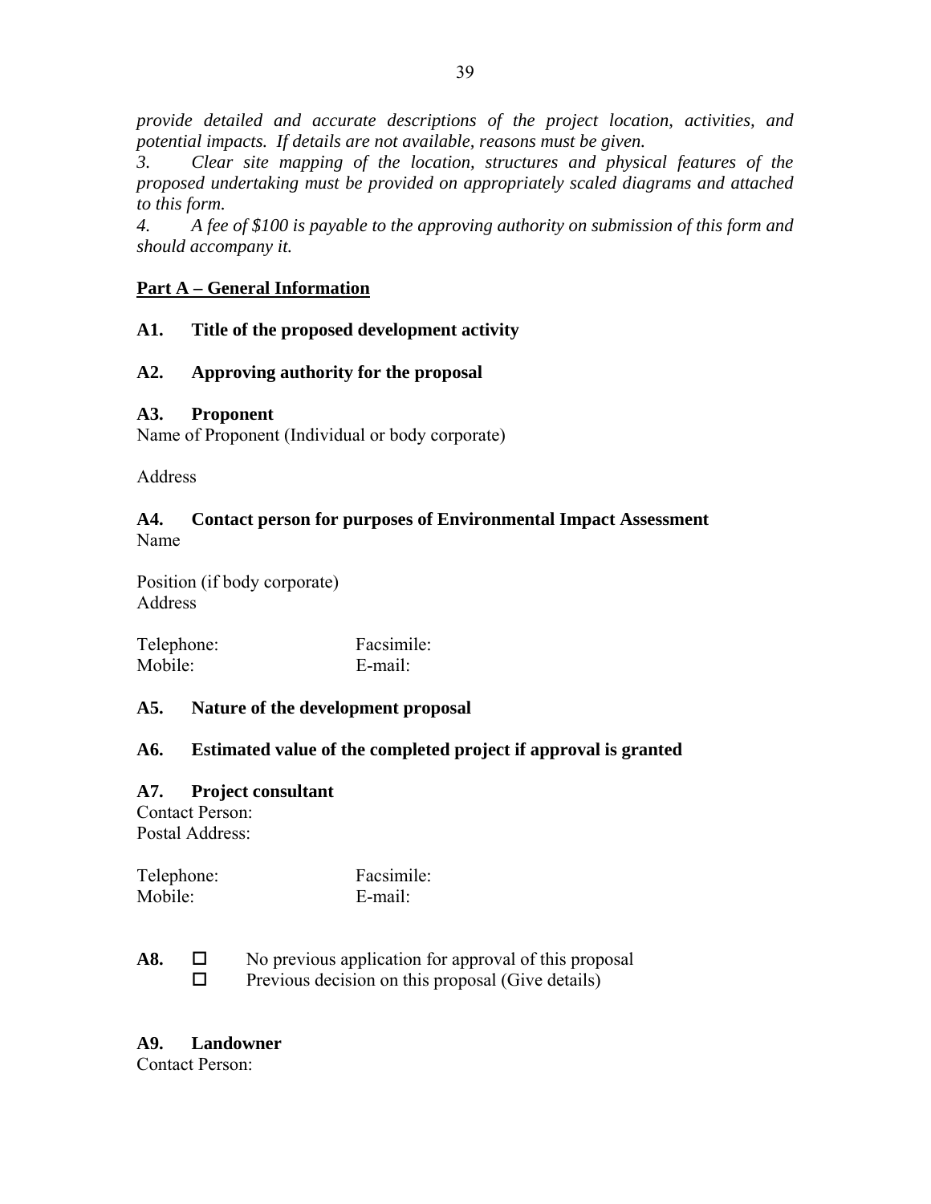*provide detailed and accurate descriptions of the project location, activities, and potential impacts. If details are not available, reasons must be given.*

*3. Clear site mapping of the location, structures and physical features of the proposed undertaking must be provided on appropriately scaled diagrams and attached to this form.*

*4. A fee of $100 is payable to the approving authority on submission of this form and should accompany it.*

## Part A – General Information

**A1. Title of the proposed development activity**

**A2. Approving authority for the proposal**

**A3. Proponent**

Name of Proponent (Individual or body corporate)

Address

**A4. Contact person for purposes of Environmental Impact Assessment**

Name

Position (if body corporate)

Address

Telephone: Facsimile:

Mobile: E-mail:

**A5. Nature of the development proposal**

**A6. Estimated value of the completed project if approval is granted**

**A7. Project consultant**

Contact Person:

Postal Address:

Telephone: Facsimile:

Mobile: E-mail:

**A8.** ☐ No previous application for approval of this proposal

☐ Previous decision on this proposal (Give details)

**A9. Landowner**

Contact Person: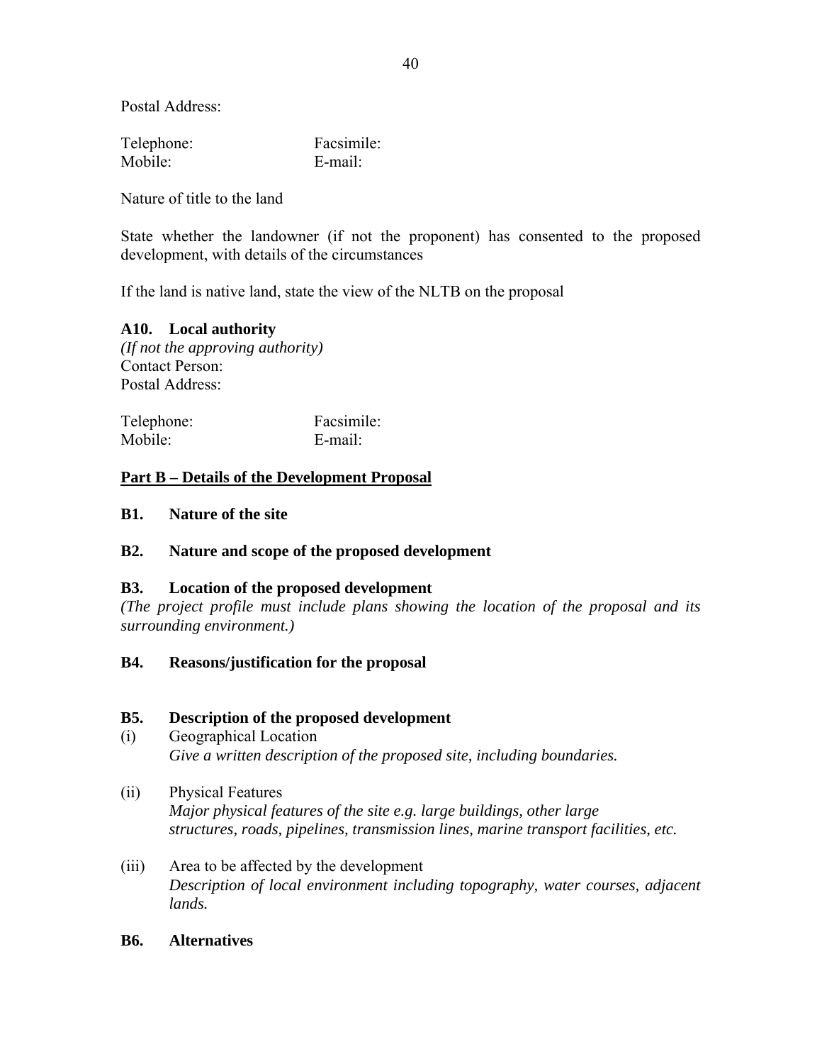Postal Address:

Telephone: Facsimile:
Mobile: E-mail:

Nature of title to the land

State whether the landowner (if not the proponent) has consented to the proposed development, with details of the circumstances

If the land is native land, state the view of the NLTB on the proposal

**A10. Local authority**
*(If not the approving authority)*
Contact Person:
Postal Address:

Telephone: Facsimile:
Mobile: E-mail:

**<u>Part B – Details of the Development Proposal</u>**

**B1. Nature of the site**

**B2. Nature and scope of the proposed development**

**B3. Location of the proposed development**
*(The project profile must include plans showing the location of the proposal and its surrounding environment.)*

**B4. Reasons/justification for the proposal**

**B5. Description of the proposed development**

(i) Geographical Location
*Give a written description of the proposed site, including boundaries.*

(ii) Physical Features
*Major physical features of the site e.g. large buildings, other large structures, roads, pipelines, transmission lines, marine transport facilities, etc.*

(iii) Area to be affected by the development
*Description of local environment including topography, water courses, adjacent lands.*

**B6. Alternatives**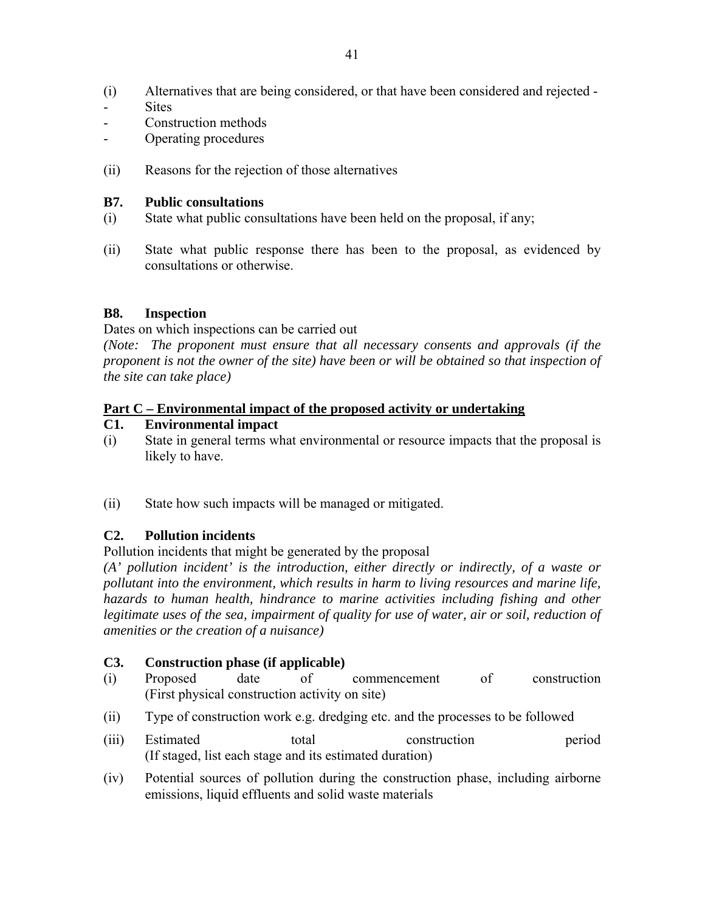(i) Alternatives that are being considered, or that have been considered and rejected -

- Sites
- Construction methods
- Operating procedures

(ii) Reasons for the rejection of those alternatives

**B7. Public consultations**

(i) State what public consultations have been held on the proposal, if any;

(ii) State what public response there has been to the proposal, as evidenced by consultations or otherwise.

**B8. Inspection**

Dates on which inspections can be carried out

*(Note: The proponent must ensure that all necessary consents and approvals (if the proponent is not the owner of the site) have been or will be obtained so that inspection of the site can take place)*

## Part C – Environmental impact of the proposed activity or undertaking

**C1. Environmental impact**

(i) State in general terms what environmental or resource impacts that the proposal is likely to have.

(ii) State how such impacts will be managed or mitigated.

**C2. Pollution incidents**

Pollution incidents that might be generated by the proposal

*(A' pollution incident' is the introduction, either directly or indirectly, of a waste or pollutant into the environment, which results in harm to living resources and marine life, hazards to human health, hindrance to marine activities including fishing and other legitimate uses of the sea, impairment of quality for use of water, air or soil, reduction of amenities or the creation of a nuisance)*

**C3. Construction phase (if applicable)**

(i) Proposed date of commencement of construction (First physical construction activity on site)

(ii) Type of construction work e.g. dredging etc. and the processes to be followed

(iii) Estimated total construction period (If staged, list each stage and its estimated duration)

(iv) Potential sources of pollution during the construction phase, including airborne emissions, liquid effluents and solid waste materials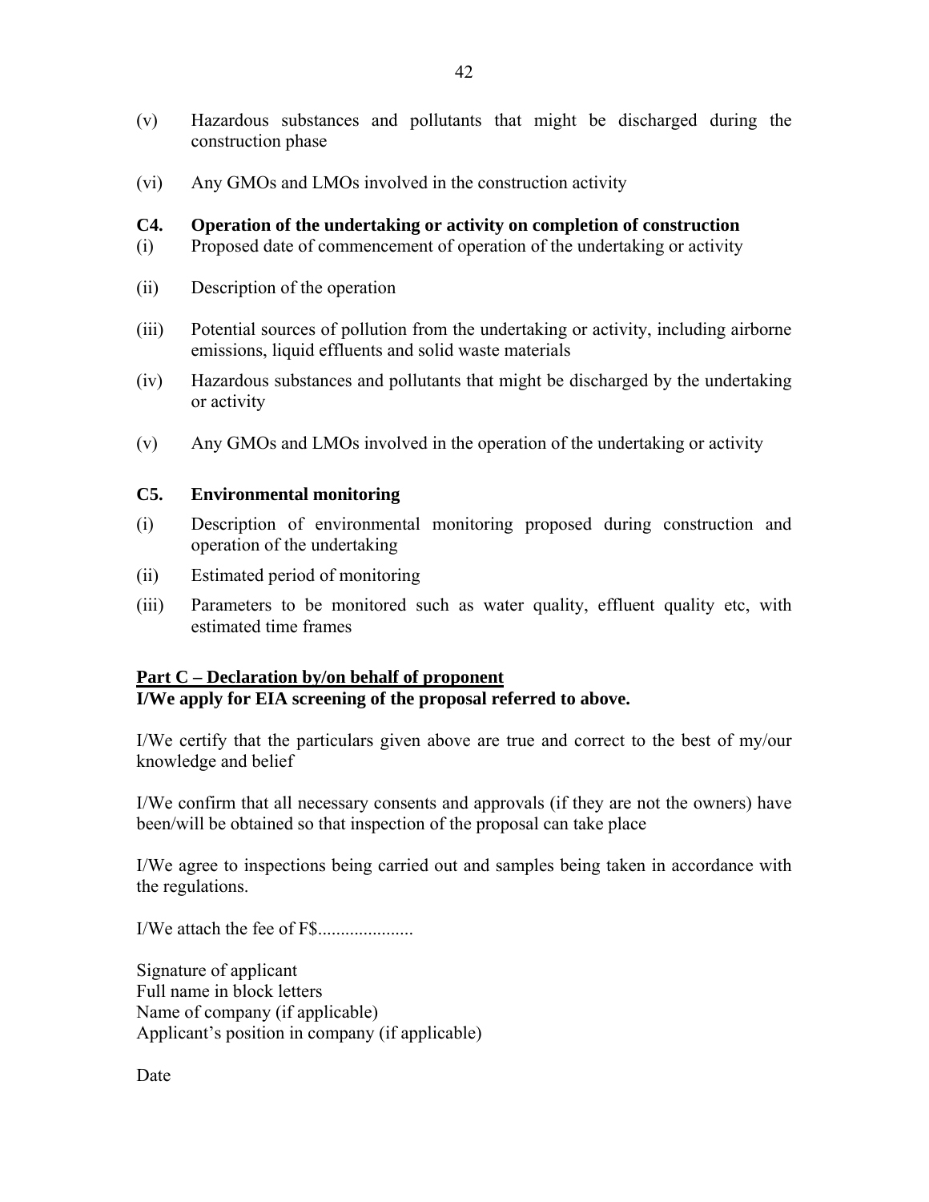(v) Hazardous substances and pollutants that might be discharged during the construction phase

(vi) Any GMOs and LMOs involved in the construction activity

**C4. Operation of the undertaking or activity on completion of construction**

(i) Proposed date of commencement of operation of the undertaking or activity

(ii) Description of the operation

(iii) Potential sources of pollution from the undertaking or activity, including airborne emissions, liquid effluents and solid waste materials

(iv) Hazardous substances and pollutants that might be discharged by the undertaking or activity

(v) Any GMOs and LMOs involved in the operation of the undertaking or activity

**C5. Environmental monitoring**

(i) Description of environmental monitoring proposed during construction and operation of the undertaking

(ii) Estimated period of monitoring

(iii) Parameters to be monitored such as water quality, effluent quality etc, with estimated time frames

**Part C – Declaration by/on behalf of proponent**

**I/We apply for EIA screening of the proposal referred to above.**

I/We certify that the particulars given above are true and correct to the best of my/our knowledge and belief

I/We confirm that all necessary consents and approvals (if they are not the owners) have been/will be obtained so that inspection of the proposal can take place

I/We agree to inspections being carried out and samples being taken in accordance with the regulations.

I/We attach the fee of F$....................

Signature of applicant
Full name in block letters
Name of company (if applicable)
Applicant's position in company (if applicable)

Date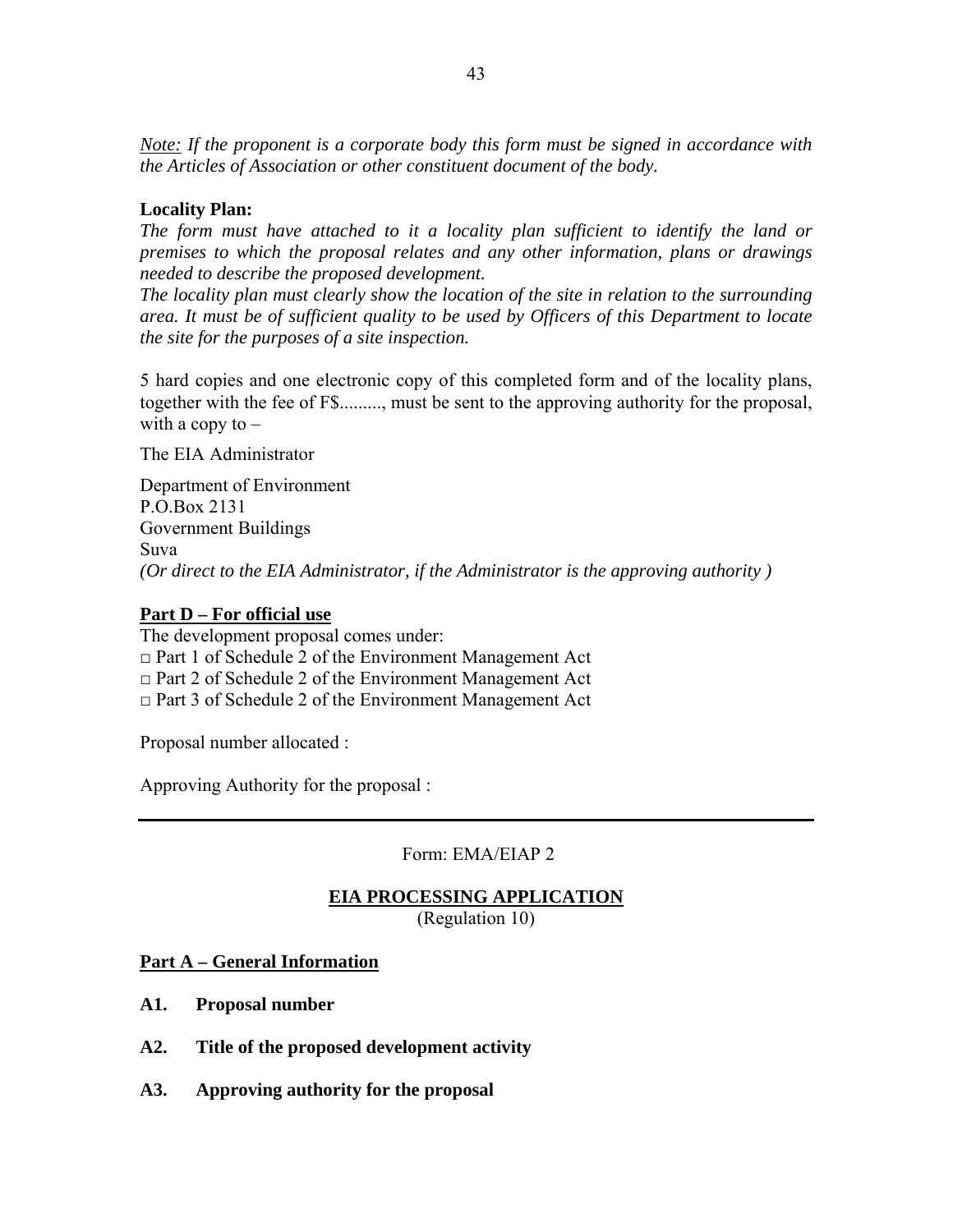*<u>Note:</u> If the proponent is a corporate body this form must be signed in accordance with the Articles of Association or other constituent document of the body.*

**Locality Plan:**

*The form must have attached to it a locality plan sufficient to identify the land or premises to which the proposal relates and any other information, plans or drawings needed to describe the proposed development.*

*The locality plan must clearly show the location of the site in relation to the surrounding area. It must be of sufficient quality to be used by Officers of this Department to locate the site for the purposes of a site inspection.*

5 hard copies and one electronic copy of this completed form and of the locality plans, together with the fee of F$........., must be sent to the approving authority for the proposal, with a copy to –

The EIA Administrator

Department of Environment
P.O.Box 2131
Government Buildings
Suva
*(Or direct to the EIA Administrator, if the Administrator is the approving authority )*

**<u>Part D – For official use</u>**

The development proposal comes under:
□ Part 1 of Schedule 2 of the Environment Management Act
□ Part 2 of Schedule 2 of the Environment Management Act
□ Part 3 of Schedule 2 of the Environment Management Act

Proposal number allocated :

Approving Authority for the proposal :

---

Form: EMA/EIAP 2

**<u>EIA PROCESSING APPLICATION</u>**
(Regulation 10)

**<u>Part A – General Information</u>**

**A1. Proposal number**

**A2. Title of the proposed development activity**

**A3. Approving authority for the proposal**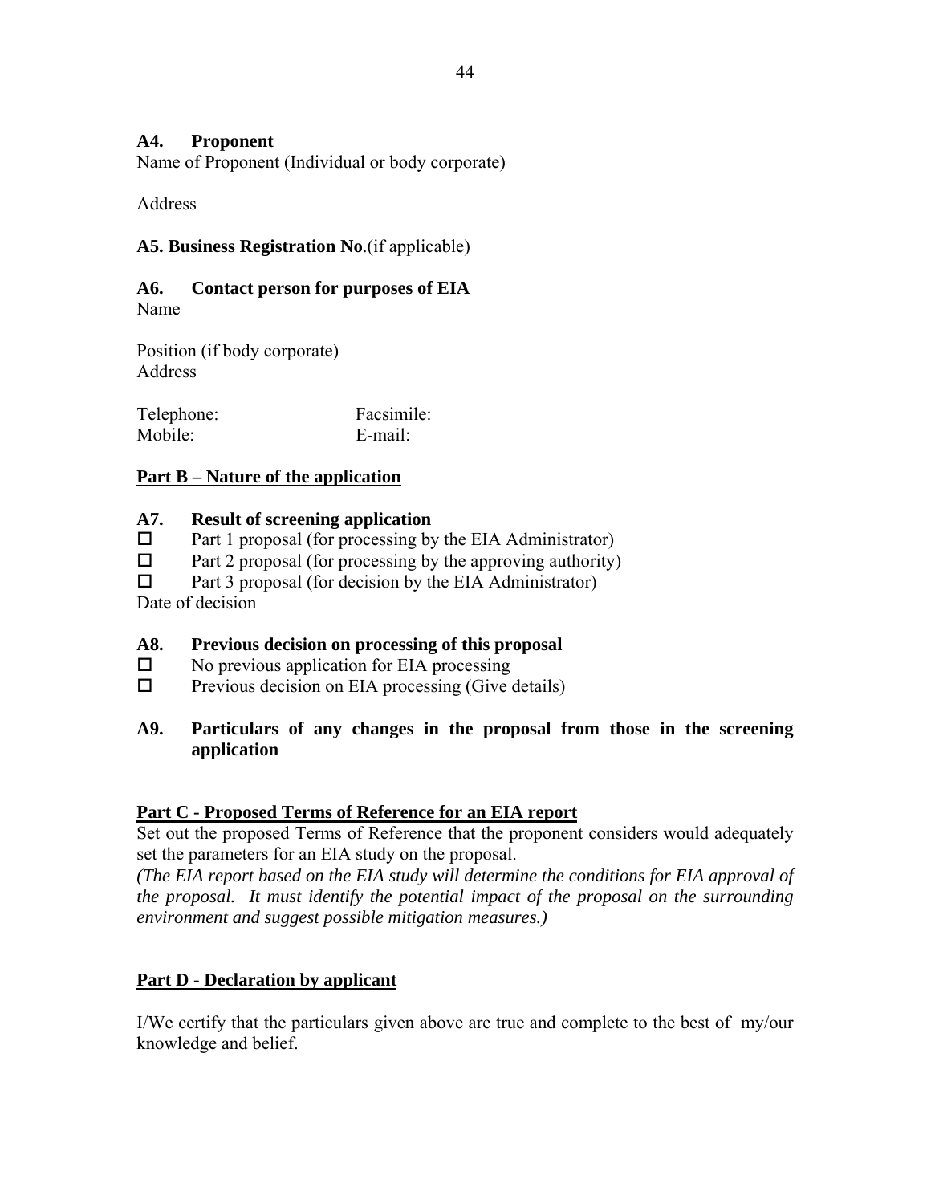**A4. Proponent**

Name of Proponent (Individual or body corporate)

Address

**A5. Business Registration No**.(if applicable)

**A6. Contact person for purposes of EIA**

Name

Position (if body corporate)
Address

| Telephone: | Facsimile: |
|---|---|
| Mobile: | E-mail: |

**<u>Part B – Nature of the application</u>**

**A7. Result of screening application**

- ☐ Part 1 proposal (for processing by the EIA Administrator)
- ☐ Part 2 proposal (for processing by the approving authority)
- ☐ Part 3 proposal (for decision by the EIA Administrator)

Date of decision

**A8. Previous decision on processing of this proposal**

- ☐ No previous application for EIA processing
- ☐ Previous decision on EIA processing (Give details)

**A9. Particulars of any changes in the proposal from those in the screening application**

**<u>Part C - Proposed Terms of Reference for an EIA report</u>**

Set out the proposed Terms of Reference that the proponent considers would adequately set the parameters for an EIA study on the proposal.

*(The EIA report based on the EIA study will determine the conditions for EIA approval of the proposal. It must identify the potential impact of the proposal on the surrounding environment and suggest possible mitigation measures.)*

**<u>Part D - Declaration by applicant</u>**

I/We certify that the particulars given above are true and complete to the best of my/our knowledge and belief.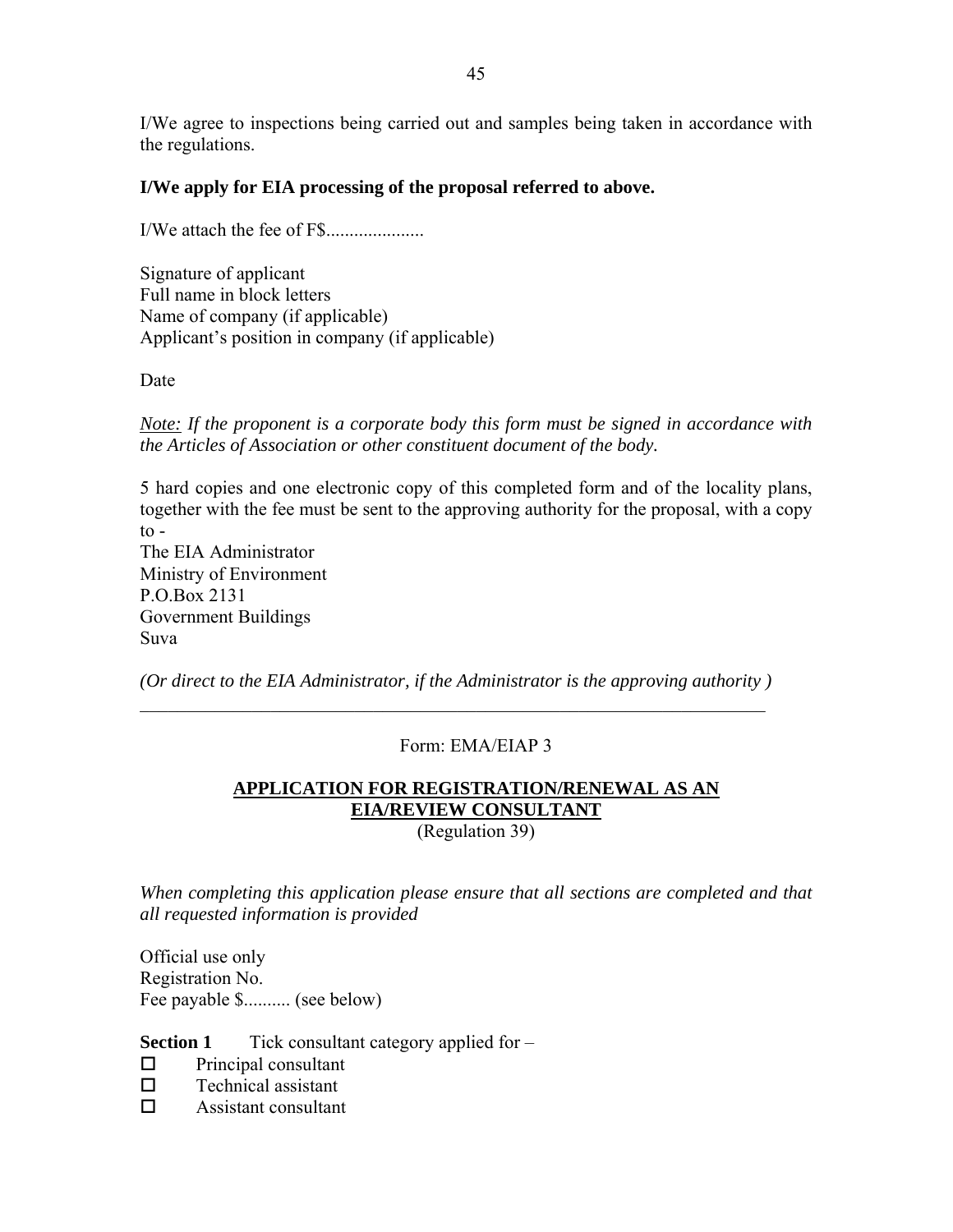I/We agree to inspections being carried out and samples being taken in accordance with the regulations.

**I/We apply for EIA processing of the proposal referred to above.**

I/We attach the fee of F$....................

Signature of applicant
Full name in block letters
Name of company (if applicable)
Applicant's position in company (if applicable)

Date

*Note: If the proponent is a corporate body this form must be signed in accordance with the Articles of Association or other constituent document of the body.*

5 hard copies and one electronic copy of this completed form and of the locality plans, together with the fee must be sent to the approving authority for the proposal, with a copy to -
The EIA Administrator
Ministry of Environment
P.O.Box 2131
Government Buildings
Suva

*(Or direct to the EIA Administrator, if the Administrator is the approving authority )*

---

Form: EMA/EIAP 3

**APPLICATION FOR REGISTRATION/RENEWAL AS AN EIA/REVIEW CONSULTANT**
(Regulation 39)

*When completing this application please ensure that all sections are completed and that all requested information is provided*

Official use only
Registration No.
Fee payable $.......... (see below)

**Section 1** Tick consultant category applied for –

- ☐ Principal consultant
- ☐ Technical assistant
- ☐ Assistant consultant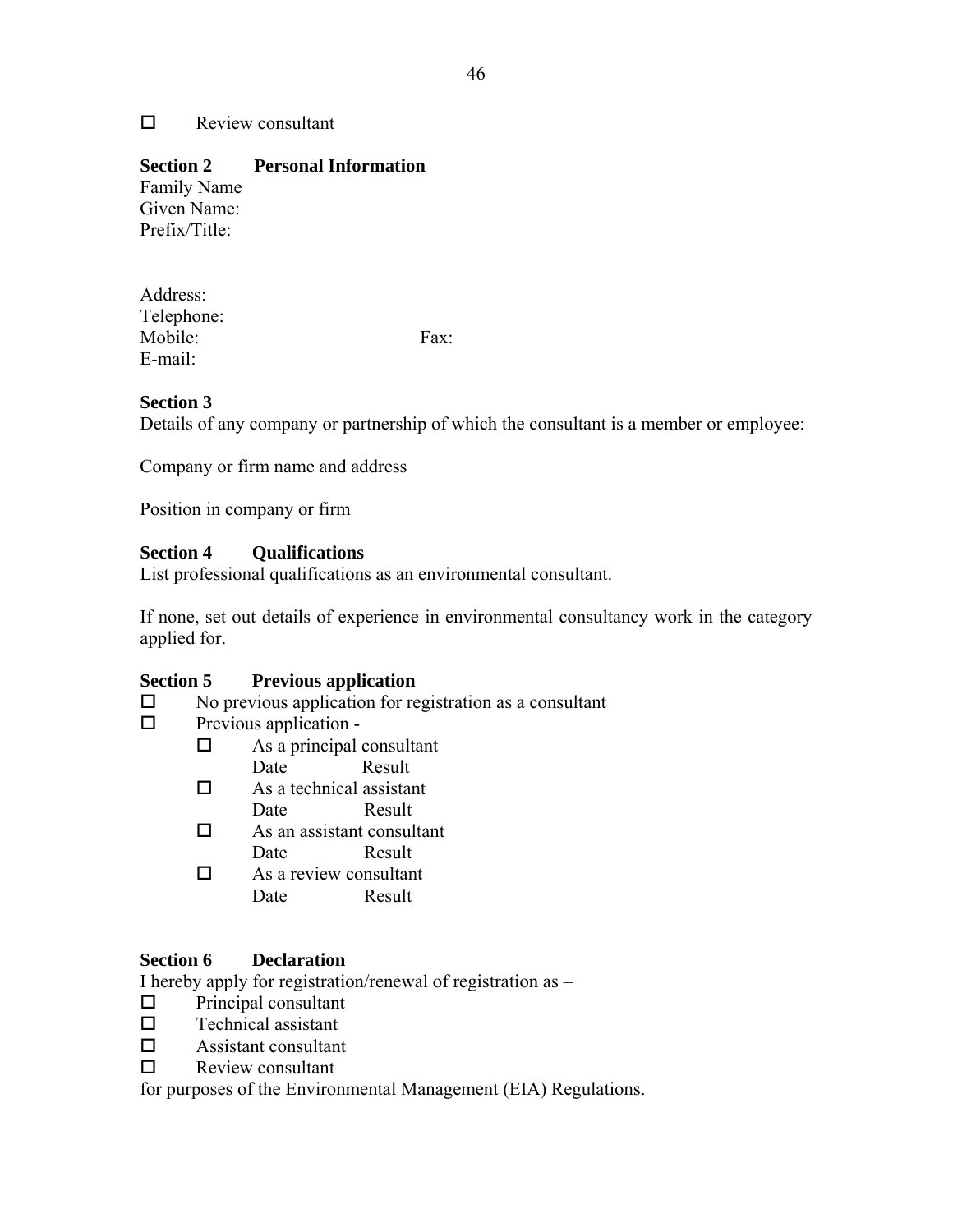- ☐ Review consultant

**Section 2 Personal Information**

Family Name
Given Name:
Prefix/Title:

Address:
Telephone:
Mobile: Fax:
E-mail:

**Section 3**

Details of any company or partnership of which the consultant is a member or employee:

Company or firm name and address

Position in company or firm

**Section 4 Qualifications**

List professional qualifications as an environmental consultant.

If none, set out details of experience in environmental consultancy work in the category applied for.

**Section 5 Previous application**

- ☐ No previous application for registration as a consultant
- ☐ Previous application -
  - ☐ As a principal consultant
    Date Result
  - ☐ As a technical assistant
    Date Result
  - ☐ As an assistant consultant
    Date Result
  - ☐ As a review consultant
    Date Result

**Section 6 Declaration**

I hereby apply for registration/renewal of registration as –

- ☐ Principal consultant
- ☐ Technical assistant
- ☐ Assistant consultant
- ☐ Review consultant

for purposes of the Environmental Management (EIA) Regulations.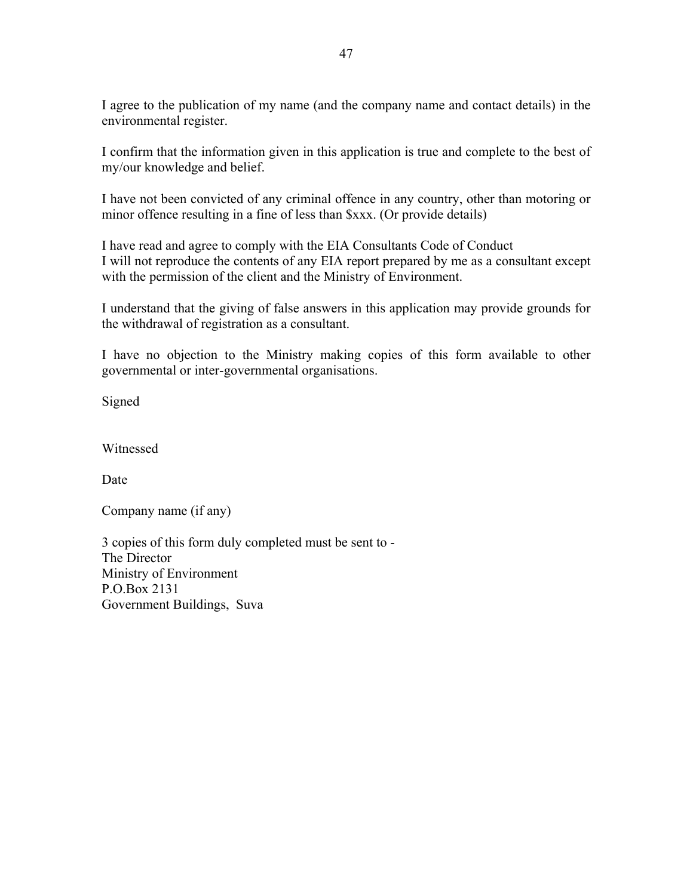I agree to the publication of my name (and the company name and contact details) in the environmental register.

I confirm that the information given in this application is true and complete to the best of my/our knowledge and belief.

I have not been convicted of any criminal offence in any country, other than motoring or minor offence resulting in a fine of less than $xxx. (Or provide details)

I have read and agree to comply with the EIA Consultants Code of Conduct
I will not reproduce the contents of any EIA report prepared by me as a consultant except with the permission of the client and the Ministry of Environment.

I understand that the giving of false answers in this application may provide grounds for the withdrawal of registration as a consultant.

I have no objection to the Ministry making copies of this form available to other governmental or inter-governmental organisations.

Signed

Witnessed

Date

Company name (if any)

3 copies of this form duly completed must be sent to -
The Director
Ministry of Environment
P.O.Box 2131
Government Buildings, Suva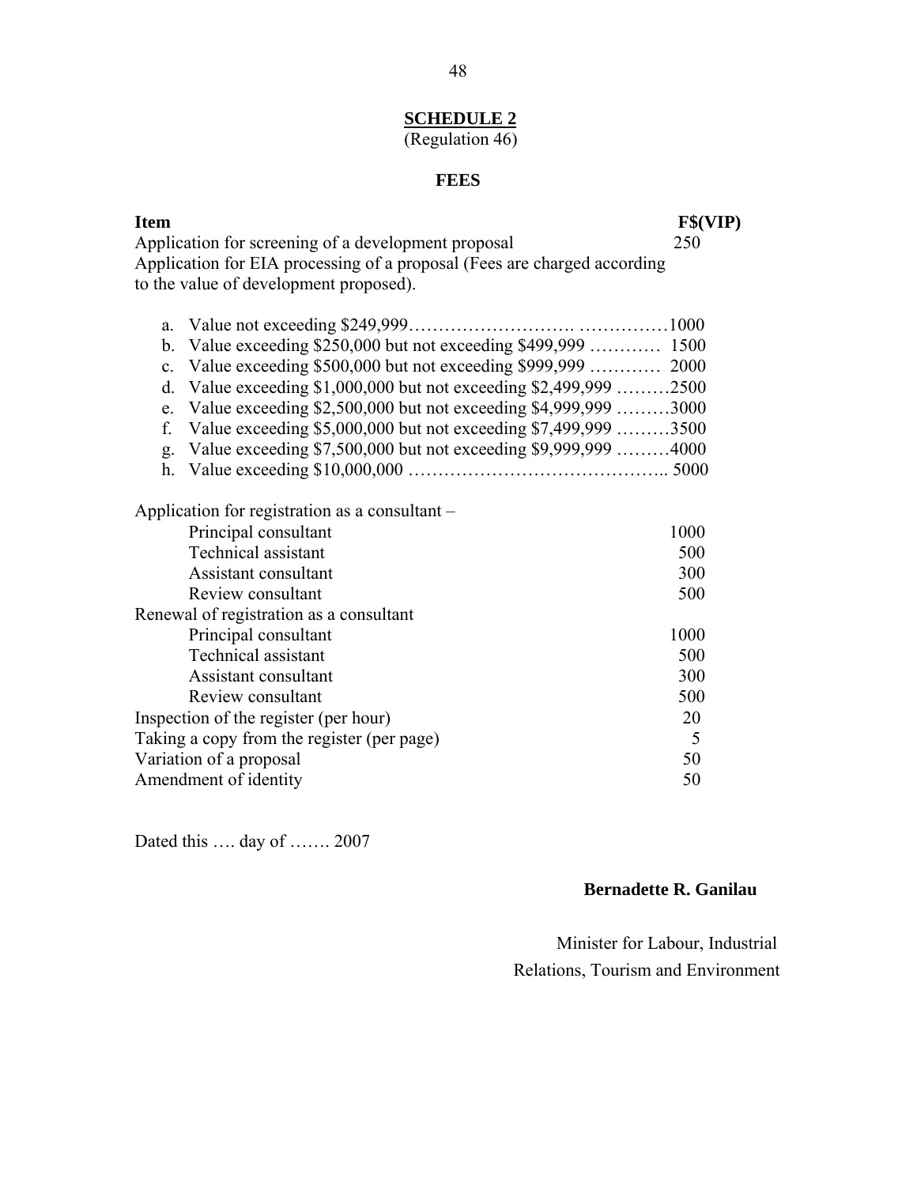## SCHEDULE 2
(Regulation 46)

### FEES

| Item | F$(VIP) |
|---|---|
| Application for screening of a development proposal | 250 |
| Application for EIA processing of a proposal (Fees are charged according to the value of development proposed). | |

a. Value not exceeding $249,999……………………. ……………1000
b. Value exceeding $250,000 but not exceeding $499,999 ………… 1500
c. Value exceeding $500,000 but not exceeding $999,999 ………… 2000
d. Value exceeding $1,000,000 but not exceeding $2,499,999 ………2500
e. Value exceeding $2,500,000 but not exceeding $4,999,999 ………3000
f. Value exceeding $5,000,000 but not exceeding $7,499,999 ………3500
g. Value exceeding $7,500,000 but not exceeding $9,999,999 ………4000
h. Value exceeding $10,000,000 …………………………………….. 5000

| Item | F$(VIP) |
|---|---|
| Application for registration as a consultant – | |
| Principal consultant | 1000 |
| Technical assistant | 500 |
| Assistant consultant | 300 |
| Review consultant | 500 |
| Renewal of registration as a consultant | |
| Principal consultant | 1000 |
| Technical assistant | 500 |
| Assistant consultant | 300 |
| Review consultant | 500 |
| Inspection of the register (per hour) | 20 |
| Taking a copy from the register (per page) | 5 |
| Variation of a proposal | 50 |
| Amendment of identity | 50 |

Dated this …. day of ……. 2007

**Bernadette R. Ganilau**

Minister for Labour, Industrial Relations, Tourism and Environment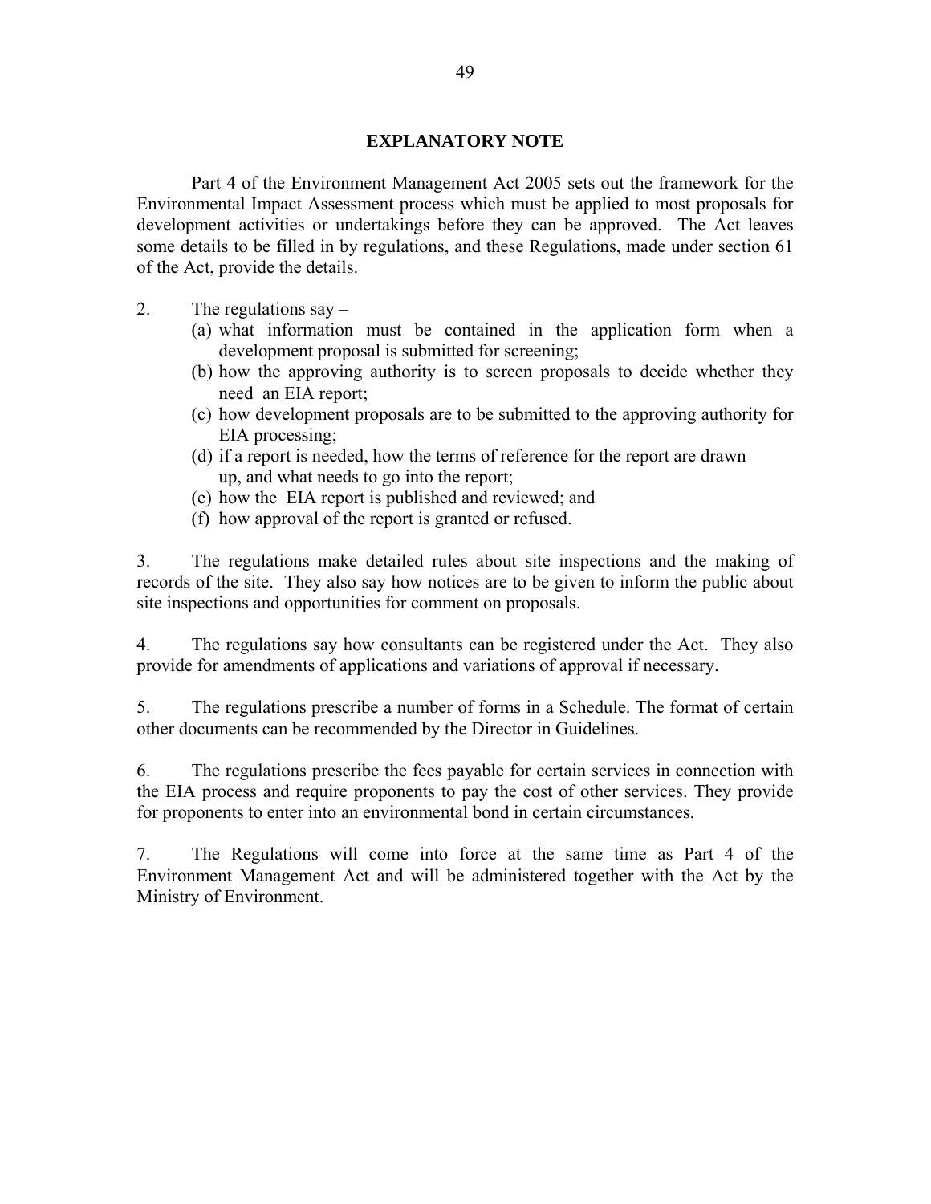## EXPLANATORY NOTE

Part 4 of the Environment Management Act 2005 sets out the framework for the Environmental Impact Assessment process which must be applied to most proposals for development activities or undertakings before they can be approved. The Act leaves some details to be filled in by regulations, and these Regulations, made under section 61 of the Act, provide the details.

2. The regulations say –
   - (a) what information must be contained in the application form when a development proposal is submitted for screening;
   - (b) how the approving authority is to screen proposals to decide whether they need an EIA report;
   - (c) how development proposals are to be submitted to the approving authority for EIA processing;
   - (d) if a report is needed, how the terms of reference for the report are drawn up, and what needs to go into the report;
   - (e) how the EIA report is published and reviewed; and
   - (f) how approval of the report is granted or refused.

3. The regulations make detailed rules about site inspections and the making of records of the site. They also say how notices are to be given to inform the public about site inspections and opportunities for comment on proposals.

4. The regulations say how consultants can be registered under the Act. They also provide for amendments of applications and variations of approval if necessary.

5. The regulations prescribe a number of forms in a Schedule. The format of certain other documents can be recommended by the Director in Guidelines.

6. The regulations prescribe the fees payable for certain services in connection with the EIA process and require proponents to pay the cost of other services. They provide for proponents to enter into an environmental bond in certain circumstances.

7. The Regulations will come into force at the same time as Part 4 of the Environment Management Act and will be administered together with the Act by the Ministry of Environment.